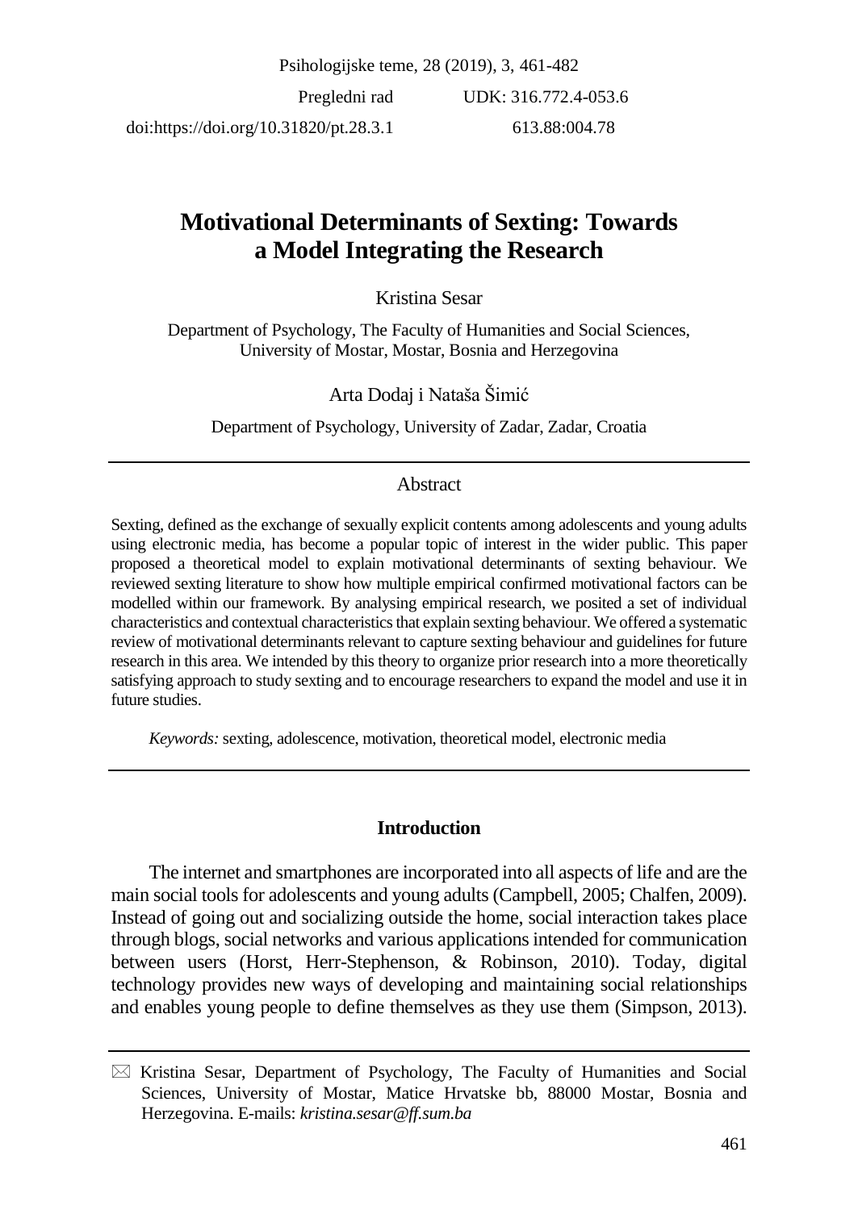Pregledni rad UDK: 316.772.4-053.6

doi:https://doi.org/10.31820/pt.28.3.1 613.88:004.78

# Motivational Determinants of Sexting: Towards a Model Integrating the Research

Kristina Sesar

Department of Psychology, The Faculty of Humanities and Social Sciences, University of Mostar, Mostar, Bosnia and Herzegovina

Arta Dodaj i Nataša Šimić

Department of Psychology, University of Zadar, Zadar, Croatia

## Abstract

Sexting, defined as the exchange of sexually explicit contents among adolescents and young adults using electronic media, has become a popular topic of interest in the wider public. This paper proposed a theoretical model to explain motivational determinants of sexting behaviour. We reviewed sexting literature to show how multiple empirical confirmed motivational factors can be modelled within our framework. By analysing empirical research, we posited a set of individual characteristics and contextual characteristics that explain sexting behaviour. We offered a systematic review of motivational determinants relevant to capture sexting behaviour and guidelines for future research in this area. We intended by this theory to organize prior research into a more theoretically satisfying approach to study sexting and to encourage researchers to expand the model and use it in future studies.

*Keywords:* sexting, adolescence, motivation, theoretical model, electronic media

## Introduction

The internet and smartphones are incorporated into all aspects of life and are the main social tools for adolescents and young adults (Campbell, 2005; Chalfen, 2009). Instead of going out and socializing outside the home, social interaction takes place through blogs, social networks and various applications intended for communication between users (Horst, Herr-Stephenson, & Robinson, 2010). Today, digital technology provides new ways of developing and maintaining social relationships and enables young people to define themselves as they use them (Simpson, 2013).

---

✉ Kristina Sesar, Department of Psychology, The Faculty of Humanities and Social Sciences, University of Mostar, Matice Hrvatske bb, 88000 Mostar, Bosnia and Herzegovina. E-mails: *kristina.sesar@ff.sum.ba*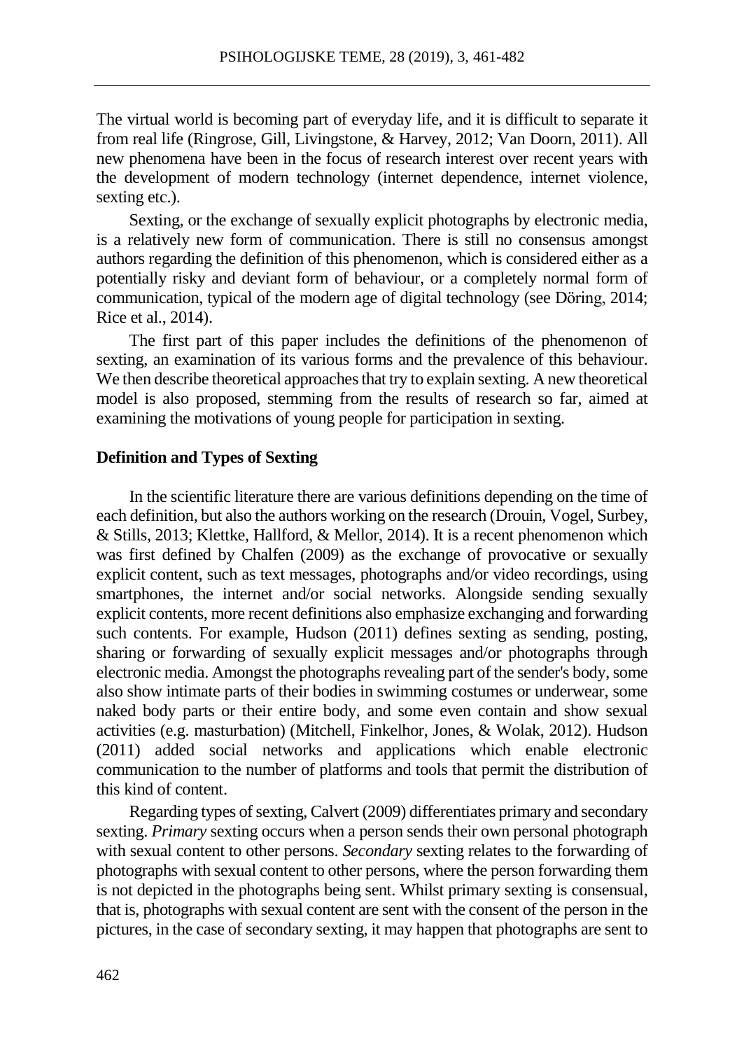The virtual world is becoming part of everyday life, and it is difficult to separate it from real life (Ringrose, Gill, Livingstone, & Harvey, 2012; Van Doorn, 2011). All new phenomena have been in the focus of research interest over recent years with the development of modern technology (internet dependence, internet violence, sexting etc.).

Sexting, or the exchange of sexually explicit photographs by electronic media, is a relatively new form of communication. There is still no consensus amongst authors regarding the definition of this phenomenon, which is considered either as a potentially risky and deviant form of behaviour, or a completely normal form of communication, typical of the modern age of digital technology (see Döring, 2014; Rice et al., 2014).

The first part of this paper includes the definitions of the phenomenon of sexting, an examination of its various forms and the prevalence of this behaviour. We then describe theoretical approaches that try to explain sexting. A new theoretical model is also proposed, stemming from the results of research so far, aimed at examining the motivations of young people for participation in sexting.

## Definition and Types of Sexting

In the scientific literature there are various definitions depending on the time of each definition, but also the authors working on the research (Drouin, Vogel, Surbey, & Stills, 2013; Klettke, Hallford, & Mellor, 2014). It is a recent phenomenon which was first defined by Chalfen (2009) as the exchange of provocative or sexually explicit content, such as text messages, photographs and/or video recordings, using smartphones, the internet and/or social networks. Alongside sending sexually explicit contents, more recent definitions also emphasize exchanging and forwarding such contents. For example, Hudson (2011) defines sexting as sending, posting, sharing or forwarding of sexually explicit messages and/or photographs through electronic media. Amongst the photographs revealing part of the sender's body, some also show intimate parts of their bodies in swimming costumes or underwear, some naked body parts or their entire body, and some even contain and show sexual activities (e.g. masturbation) (Mitchell, Finkelhor, Jones, & Wolak, 2012). Hudson (2011) added social networks and applications which enable electronic communication to the number of platforms and tools that permit the distribution of this kind of content.

Regarding types of sexting, Calvert (2009) differentiates primary and secondary sexting. *Primary* sexting occurs when a person sends their own personal photograph with sexual content to other persons. *Secondary* sexting relates to the forwarding of photographs with sexual content to other persons, where the person forwarding them is not depicted in the photographs being sent. Whilst primary sexting is consensual, that is, photographs with sexual content are sent with the consent of the person in the pictures, in the case of secondary sexting, it may happen that photographs are sent to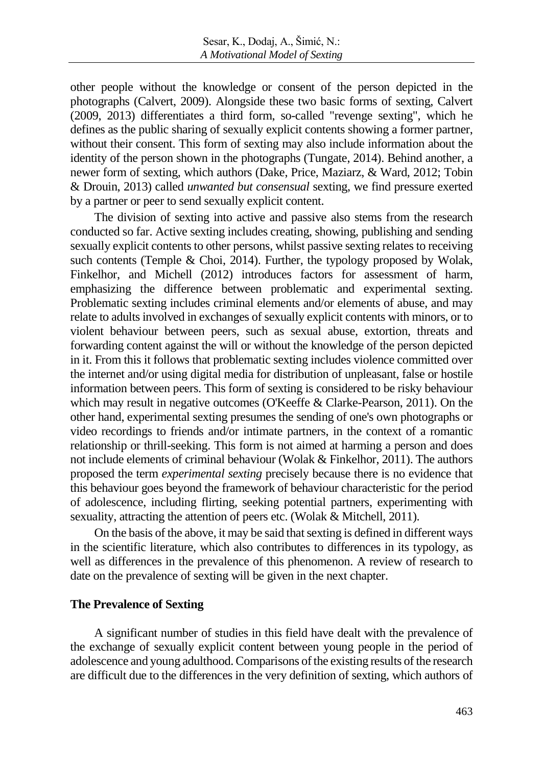other people without the knowledge or consent of the person depicted in the photographs (Calvert, 2009). Alongside these two basic forms of sexting, Calvert (2009, 2013) differentiates a third form, so-called "revenge sexting", which he defines as the public sharing of sexually explicit contents showing a former partner, without their consent. This form of sexting may also include information about the identity of the person shown in the photographs (Tungate, 2014). Behind another, a newer form of sexting, which authors (Dake, Price, Maziarz, & Ward, 2012; Tobin & Drouin, 2013) called *unwanted but consensual* sexting, we find pressure exerted by a partner or peer to send sexually explicit content.

The division of sexting into active and passive also stems from the research conducted so far. Active sexting includes creating, showing, publishing and sending sexually explicit contents to other persons, whilst passive sexting relates to receiving such contents (Temple & Choi, 2014). Further, the typology proposed by Wolak, Finkelhor, and Michell (2012) introduces factors for assessment of harm, emphasizing the difference between problematic and experimental sexting. Problematic sexting includes criminal elements and/or elements of abuse, and may relate to adults involved in exchanges of sexually explicit contents with minors, or to violent behaviour between peers, such as sexual abuse, extortion, threats and forwarding content against the will or without the knowledge of the person depicted in it. From this it follows that problematic sexting includes violence committed over the internet and/or using digital media for distribution of unpleasant, false or hostile information between peers. This form of sexting is considered to be risky behaviour which may result in negative outcomes (O'Keeffe & Clarke-Pearson, 2011). On the other hand, experimental sexting presumes the sending of one's own photographs or video recordings to friends and/or intimate partners, in the context of a romantic relationship or thrill-seeking. This form is not aimed at harming a person and does not include elements of criminal behaviour (Wolak & Finkelhor, 2011). The authors proposed the term *experimental sexting* precisely because there is no evidence that this behaviour goes beyond the framework of behaviour characteristic for the period of adolescence, including flirting, seeking potential partners, experimenting with sexuality, attracting the attention of peers etc. (Wolak & Mitchell, 2011).

On the basis of the above, it may be said that sexting is defined in different ways in the scientific literature, which also contributes to differences in its typology, as well as differences in the prevalence of this phenomenon. A review of research to date on the prevalence of sexting will be given in the next chapter.

## The Prevalence of Sexting

A significant number of studies in this field have dealt with the prevalence of the exchange of sexually explicit content between young people in the period of adolescence and young adulthood. Comparisons of the existing results of the research are difficult due to the differences in the very definition of sexting, which authors of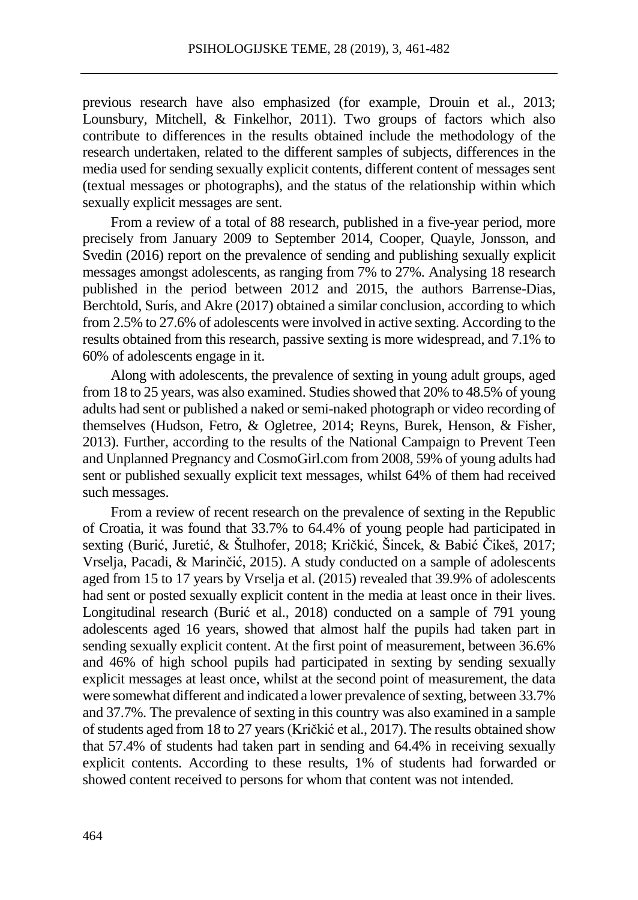previous research have also emphasized (for example, Drouin et al., 2013; Lounsbury, Mitchell, & Finkelhor, 2011). Two groups of factors which also contribute to differences in the results obtained include the methodology of the research undertaken, related to the different samples of subjects, differences in the media used for sending sexually explicit contents, different content of messages sent (textual messages or photographs), and the status of the relationship within which sexually explicit messages are sent.

From a review of a total of 88 research, published in a five-year period, more precisely from January 2009 to September 2014, Cooper, Quayle, Jonsson, and Svedin (2016) report on the prevalence of sending and publishing sexually explicit messages amongst adolescents, as ranging from 7% to 27%. Analysing 18 research published in the period between 2012 and 2015, the authors Barrense-Dias, Berchtold, Surís, and Akre (2017) obtained a similar conclusion, according to which from 2.5% to 27.6% of adolescents were involved in active sexting. According to the results obtained from this research, passive sexting is more widespread, and 7.1% to 60% of adolescents engage in it.

Along with adolescents, the prevalence of sexting in young adult groups, aged from 18 to 25 years, was also examined. Studies showed that 20% to 48.5% of young adults had sent or published a naked or semi-naked photograph or video recording of themselves (Hudson, Fetro, & Ogletree, 2014; Reyns, Burek, Henson, & Fisher, 2013). Further, according to the results of the National Campaign to Prevent Teen and Unplanned Pregnancy and CosmoGirl.com from 2008, 59% of young adults had sent or published sexually explicit text messages, whilst 64% of them had received such messages.

From a review of recent research on the prevalence of sexting in the Republic of Croatia, it was found that 33.7% to 64.4% of young people had participated in sexting (Burić, Juretić, & Štulhofer, 2018; Kričkić, Šincek, & Babić Čikeš, 2017; Vrselja, Pacadi, & Marinčić, 2015). A study conducted on a sample of adolescents aged from 15 to 17 years by Vrselja et al. (2015) revealed that 39.9% of adolescents had sent or posted sexually explicit content in the media at least once in their lives. Longitudinal research (Burić et al., 2018) conducted on a sample of 791 young adolescents aged 16 years, showed that almost half the pupils had taken part in sending sexually explicit content. At the first point of measurement, between 36.6% and 46% of high school pupils had participated in sexting by sending sexually explicit messages at least once, whilst at the second point of measurement, the data were somewhat different and indicated a lower prevalence of sexting, between 33.7% and 37.7%. The prevalence of sexting in this country was also examined in a sample of students aged from 18 to 27 years (Kričkić et al., 2017). The results obtained show that 57.4% of students had taken part in sending and 64.4% in receiving sexually explicit contents. According to these results, 1% of students had forwarded or showed content received to persons for whom that content was not intended.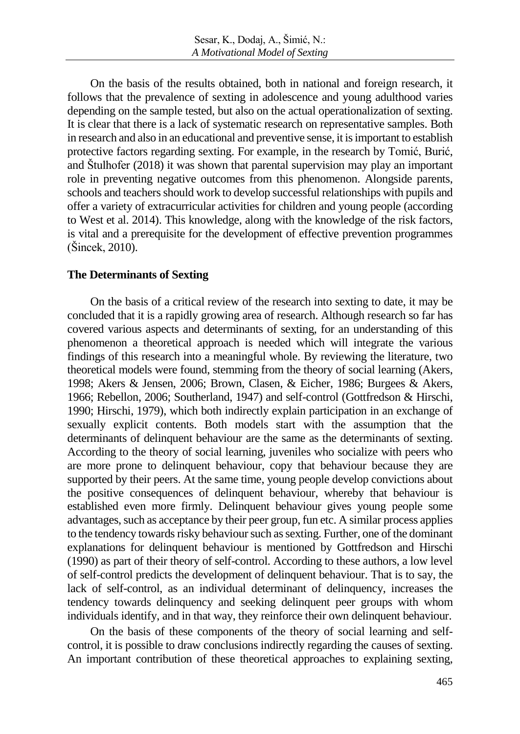On the basis of the results obtained, both in national and foreign research, it follows that the prevalence of sexting in adolescence and young adulthood varies depending on the sample tested, but also on the actual operationalization of sexting. It is clear that there is a lack of systematic research on representative samples. Both in research and also in an educational and preventive sense, it is important to establish protective factors regarding sexting. For example, in the research by Tomić, Burić, and Štulhofer (2018) it was shown that parental supervision may play an important role in preventing negative outcomes from this phenomenon. Alongside parents, schools and teachers should work to develop successful relationships with pupils and offer a variety of extracurricular activities for children and young people (according to West et al. 2014). This knowledge, along with the knowledge of the risk factors, is vital and a prerequisite for the development of effective prevention programmes (Šincek, 2010).

### The Determinants of Sexting

On the basis of a critical review of the research into sexting to date, it may be concluded that it is a rapidly growing area of research. Although research so far has covered various aspects and determinants of sexting, for an understanding of this phenomenon a theoretical approach is needed which will integrate the various findings of this research into a meaningful whole. By reviewing the literature, two theoretical models were found, stemming from the theory of social learning (Akers, 1998; Akers & Jensen, 2006; Brown, Clasen, & Eicher, 1986; Burgees & Akers, 1966; Rebellon, 2006; Southerland, 1947) and self-control (Gottfredson & Hirschi, 1990; Hirschi, 1979), which both indirectly explain participation in an exchange of sexually explicit contents. Both models start with the assumption that the determinants of delinquent behaviour are the same as the determinants of sexting. According to the theory of social learning, juveniles who socialize with peers who are more prone to delinquent behaviour, copy that behaviour because they are supported by their peers. At the same time, young people develop convictions about the positive consequences of delinquent behaviour, whereby that behaviour is established even more firmly. Delinquent behaviour gives young people some advantages, such as acceptance by their peer group, fun etc. A similar process applies to the tendency towards risky behaviour such as sexting. Further, one of the dominant explanations for delinquent behaviour is mentioned by Gottfredson and Hirschi (1990) as part of their theory of self-control. According to these authors, a low level of self-control predicts the development of delinquent behaviour. That is to say, the lack of self-control, as an individual determinant of delinquency, increases the tendency towards delinquency and seeking delinquent peer groups with whom individuals identify, and in that way, they reinforce their own delinquent behaviour.

On the basis of these components of the theory of social learning and self-control, it is possible to draw conclusions indirectly regarding the causes of sexting. An important contribution of these theoretical approaches to explaining sexting,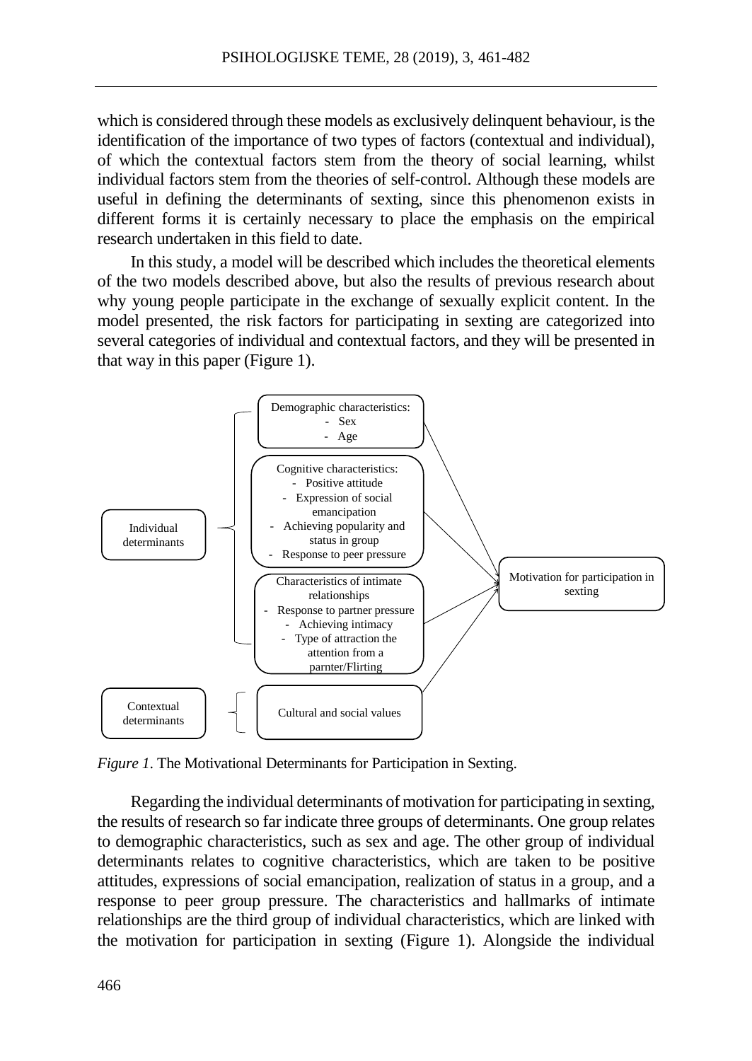which is considered through these models as exclusively delinquent behaviour, is the identification of the importance of two types of factors (contextual and individual), of which the contextual factors stem from the theory of social learning, whilst individual factors stem from the theories of self-control. Although these models are useful in defining the determinants of sexting, since this phenomenon exists in different forms it is certainly necessary to place the emphasis on the empirical research undertaken in this field to date.

In this study, a model will be described which includes the theoretical elements of the two models described above, but also the results of previous research about why young people participate in the exchange of sexually explicit content. In the model presented, the risk factors for participating in sexting are categorized into several categories of individual and contextual factors, and they will be presented in that way in this paper (Figure 1).

Individual determinants

- Demographic characteristics:
  - Sex
  - Age
- Cognitive characteristics:
  - Positive attitude
  - Expression of social emancipation
  - Achieving popularity and status in group
  - Response to peer pressure
- Characteristics of intimate relationships
  - Response to partner pressure
  - Achieving intimacy
  - Type of attraction the attention from a parnter/Flirting

Contextual determinants

- Cultural and social values

→ Motivation for participation in sexting

*Figure 1.* The Motivational Determinants for Participation in Sexting.

Regarding the individual determinants of motivation for participating in sexting, the results of research so far indicate three groups of determinants. One group relates to demographic characteristics, such as sex and age. The other group of individual determinants relates to cognitive characteristics, which are taken to be positive attitudes, expressions of social emancipation, realization of status in a group, and a response to peer group pressure. The characteristics and hallmarks of intimate relationships are the third group of individual characteristics, which are linked with the motivation for participation in sexting (Figure 1). Alongside the individual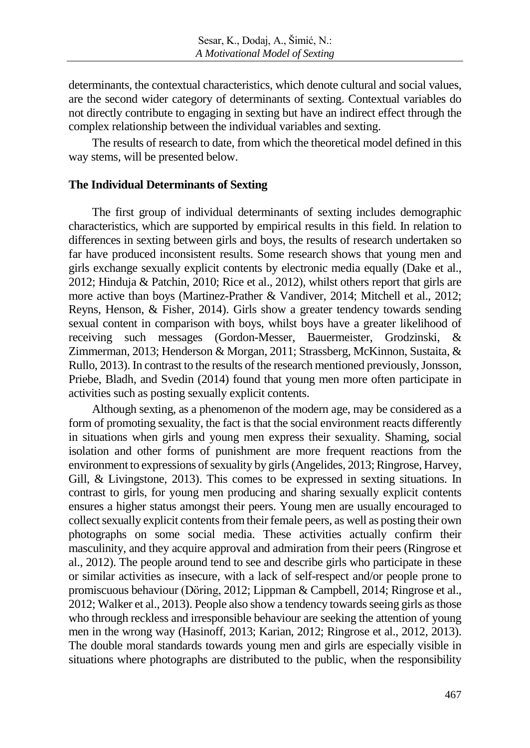determinants, the contextual characteristics, which denote cultural and social values, are the second wider category of determinants of sexting. Contextual variables do not directly contribute to engaging in sexting but have an indirect effect through the complex relationship between the individual variables and sexting.

The results of research to date, from which the theoretical model defined in this way stems, will be presented below.

### The Individual Determinants of Sexting

The first group of individual determinants of sexting includes demographic characteristics, which are supported by empirical results in this field. In relation to differences in sexting between girls and boys, the results of research undertaken so far have produced inconsistent results. Some research shows that young men and girls exchange sexually explicit contents by electronic media equally (Dake et al., 2012; Hinduja & Patchin, 2010; Rice et al., 2012), whilst others report that girls are more active than boys (Martinez-Prather & Vandiver, 2014; Mitchell et al., 2012; Reyns, Henson, & Fisher, 2014). Girls show a greater tendency towards sending sexual content in comparison with boys, whilst boys have a greater likelihood of receiving such messages (Gordon-Messer, Bauermeister, Grodzinski, & Zimmerman, 2013; Henderson & Morgan, 2011; Strassberg, McKinnon, Sustaita, & Rullo, 2013). In contrast to the results of the research mentioned previously, Jonsson, Priebe, Bladh, and Svedin (2014) found that young men more often participate in activities such as posting sexually explicit contents.

Although sexting, as a phenomenon of the modern age, may be considered as a form of promoting sexuality, the fact is that the social environment reacts differently in situations when girls and young men express their sexuality. Shaming, social isolation and other forms of punishment are more frequent reactions from the environment to expressions of sexuality by girls (Angelides, 2013; Ringrose, Harvey, Gill, & Livingstone, 2013). This comes to be expressed in sexting situations. In contrast to girls, for young men producing and sharing sexually explicit contents ensures a higher status amongst their peers. Young men are usually encouraged to collect sexually explicit contents from their female peers, as well as posting their own photographs on some social media. These activities actually confirm their masculinity, and they acquire approval and admiration from their peers (Ringrose et al., 2012). The people around tend to see and describe girls who participate in these or similar activities as insecure, with a lack of self-respect and/or people prone to promiscuous behaviour (Döring, 2012; Lippman & Campbell, 2014; Ringrose et al., 2012; Walker et al., 2013). People also show a tendency towards seeing girls as those who through reckless and irresponsible behaviour are seeking the attention of young men in the wrong way (Hasinoff, 2013; Karian, 2012; Ringrose et al., 2012, 2013). The double moral standards towards young men and girls are especially visible in situations where photographs are distributed to the public, when the responsibility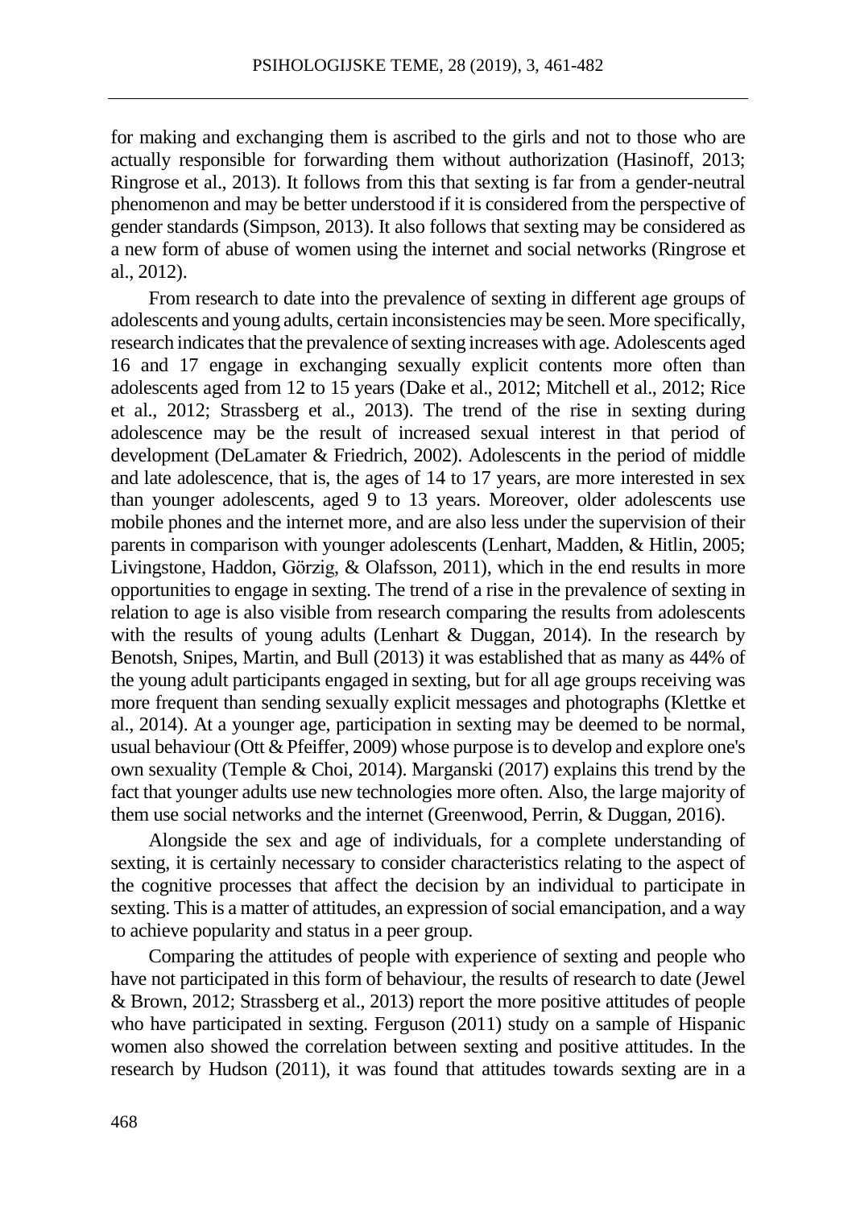for making and exchanging them is ascribed to the girls and not to those who are actually responsible for forwarding them without authorization (Hasinoff, 2013; Ringrose et al., 2013). It follows from this that sexting is far from a gender-neutral phenomenon and may be better understood if it is considered from the perspective of gender standards (Simpson, 2013). It also follows that sexting may be considered as a new form of abuse of women using the internet and social networks (Ringrose et al., 2012).

From research to date into the prevalence of sexting in different age groups of adolescents and young adults, certain inconsistencies may be seen. More specifically, research indicates that the prevalence of sexting increases with age. Adolescents aged 16 and 17 engage in exchanging sexually explicit contents more often than adolescents aged from 12 to 15 years (Dake et al., 2012; Mitchell et al., 2012; Rice et al., 2012; Strassberg et al., 2013). The trend of the rise in sexting during adolescence may be the result of increased sexual interest in that period of development (DeLamater & Friedrich, 2002). Adolescents in the period of middle and late adolescence, that is, the ages of 14 to 17 years, are more interested in sex than younger adolescents, aged 9 to 13 years. Moreover, older adolescents use mobile phones and the internet more, and are also less under the supervision of their parents in comparison with younger adolescents (Lenhart, Madden, & Hitlin, 2005; Livingstone, Haddon, Görzig, & Olafsson, 2011), which in the end results in more opportunities to engage in sexting. The trend of a rise in the prevalence of sexting in relation to age is also visible from research comparing the results from adolescents with the results of young adults (Lenhart & Duggan, 2014). In the research by Benotsh, Snipes, Martin, and Bull (2013) it was established that as many as 44% of the young adult participants engaged in sexting, but for all age groups receiving was more frequent than sending sexually explicit messages and photographs (Klettke et al., 2014). At a younger age, participation in sexting may be deemed to be normal, usual behaviour (Ott & Pfeiffer, 2009) whose purpose is to develop and explore one's own sexuality (Temple & Choi, 2014). Marganski (2017) explains this trend by the fact that younger adults use new technologies more often. Also, the large majority of them use social networks and the internet (Greenwood, Perrin, & Duggan, 2016).

Alongside the sex and age of individuals, for a complete understanding of sexting, it is certainly necessary to consider characteristics relating to the aspect of the cognitive processes that affect the decision by an individual to participate in sexting. This is a matter of attitudes, an expression of social emancipation, and a way to achieve popularity and status in a peer group.

Comparing the attitudes of people with experience of sexting and people who have not participated in this form of behaviour, the results of research to date (Jewel & Brown, 2012; Strassberg et al., 2013) report the more positive attitudes of people who have participated in sexting. Ferguson (2011) study on a sample of Hispanic women also showed the correlation between sexting and positive attitudes. In the research by Hudson (2011), it was found that attitudes towards sexting are in a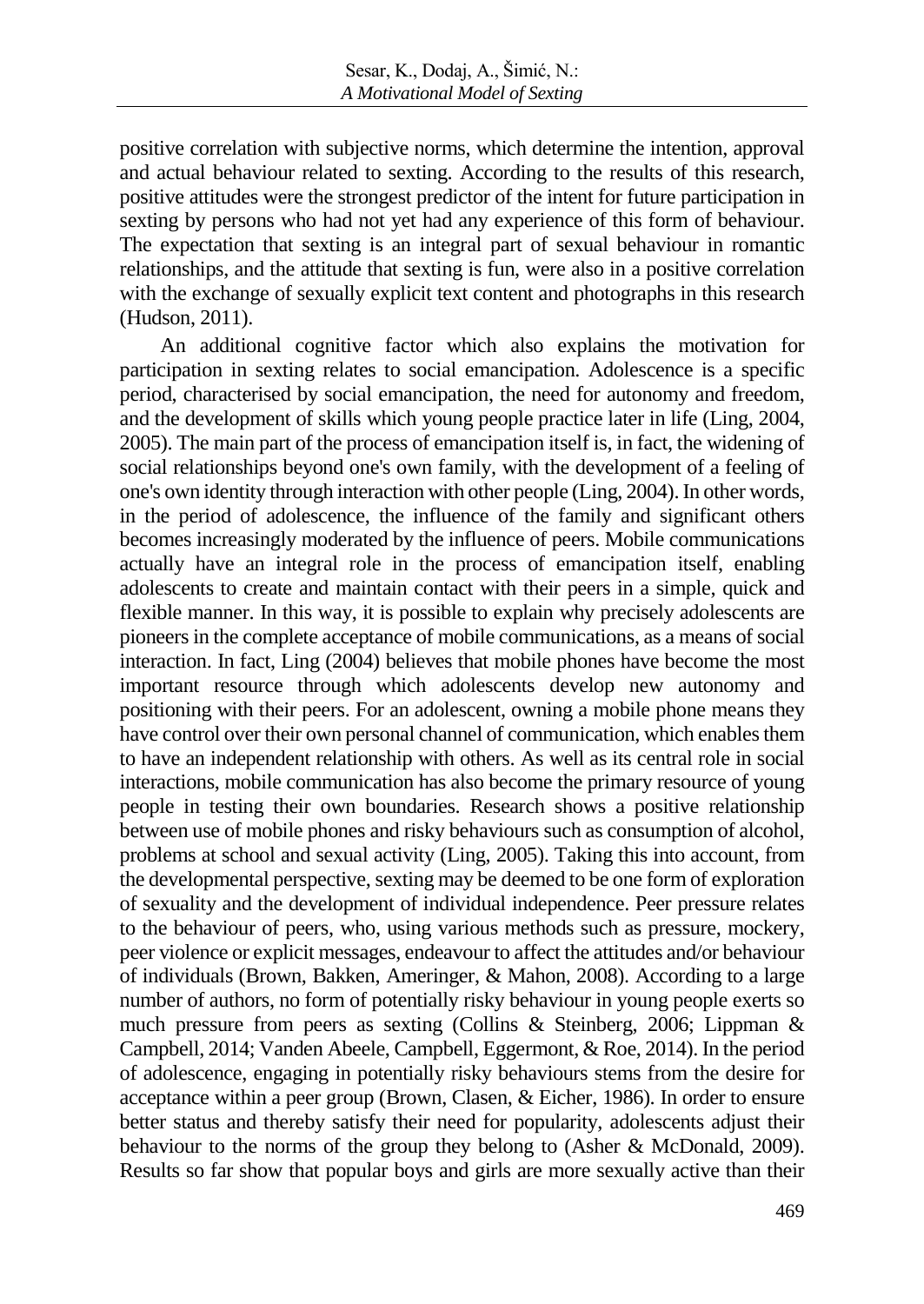positive correlation with subjective norms, which determine the intention, approval and actual behaviour related to sexting. According to the results of this research, positive attitudes were the strongest predictor of the intent for future participation in sexting by persons who had not yet had any experience of this form of behaviour. The expectation that sexting is an integral part of sexual behaviour in romantic relationships, and the attitude that sexting is fun, were also in a positive correlation with the exchange of sexually explicit text content and photographs in this research (Hudson, 2011).

An additional cognitive factor which also explains the motivation for participation in sexting relates to social emancipation. Adolescence is a specific period, characterised by social emancipation, the need for autonomy and freedom, and the development of skills which young people practice later in life (Ling, 2004, 2005). The main part of the process of emancipation itself is, in fact, the widening of social relationships beyond one's own family, with the development of a feeling of one's own identity through interaction with other people (Ling, 2004). In other words, in the period of adolescence, the influence of the family and significant others becomes increasingly moderated by the influence of peers. Mobile communications actually have an integral role in the process of emancipation itself, enabling adolescents to create and maintain contact with their peers in a simple, quick and flexible manner. In this way, it is possible to explain why precisely adolescents are pioneers in the complete acceptance of mobile communications, as a means of social interaction. In fact, Ling (2004) believes that mobile phones have become the most important resource through which adolescents develop new autonomy and positioning with their peers. For an adolescent, owning a mobile phone means they have control over their own personal channel of communication, which enables them to have an independent relationship with others. As well as its central role in social interactions, mobile communication has also become the primary resource of young people in testing their own boundaries. Research shows a positive relationship between use of mobile phones and risky behaviours such as consumption of alcohol, problems at school and sexual activity (Ling, 2005). Taking this into account, from the developmental perspective, sexting may be deemed to be one form of exploration of sexuality and the development of individual independence. Peer pressure relates to the behaviour of peers, who, using various methods such as pressure, mockery, peer violence or explicit messages, endeavour to affect the attitudes and/or behaviour of individuals (Brown, Bakken, Ameringer, & Mahon, 2008). According to a large number of authors, no form of potentially risky behaviour in young people exerts so much pressure from peers as sexting (Collins & Steinberg, 2006; Lippman & Campbell, 2014; Vanden Abeele, Campbell, Eggermont, & Roe, 2014). In the period of adolescence, engaging in potentially risky behaviours stems from the desire for acceptance within a peer group (Brown, Clasen, & Eicher, 1986). In order to ensure better status and thereby satisfy their need for popularity, adolescents adjust their behaviour to the norms of the group they belong to (Asher & McDonald, 2009). Results so far show that popular boys and girls are more sexually active than their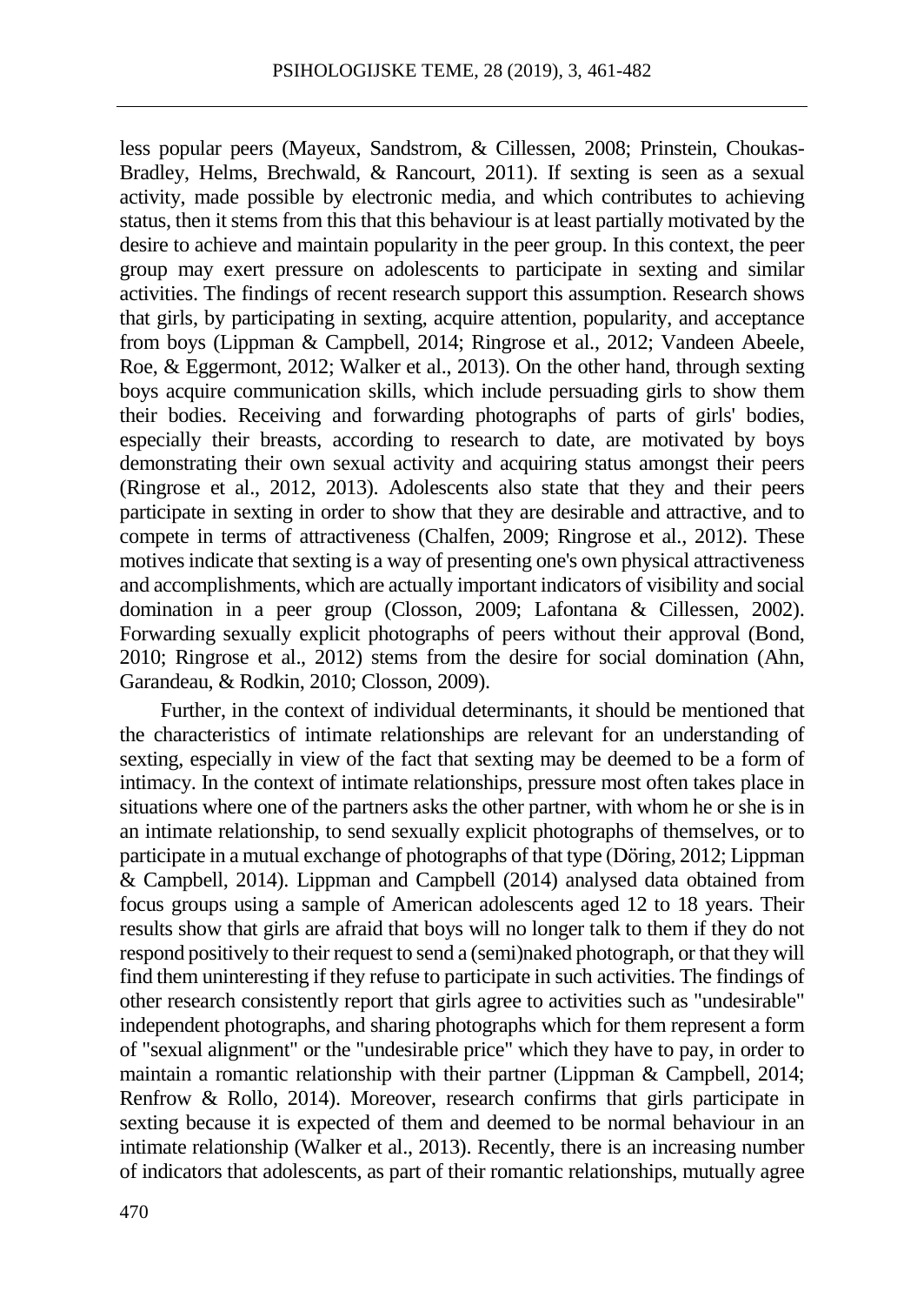less popular peers (Mayeux, Sandstrom, & Cillessen, 2008; Prinstein, Choukas-Bradley, Helms, Brechwald, & Rancourt, 2011). If sexting is seen as a sexual activity, made possible by electronic media, and which contributes to achieving status, then it stems from this that this behaviour is at least partially motivated by the desire to achieve and maintain popularity in the peer group. In this context, the peer group may exert pressure on adolescents to participate in sexting and similar activities. The findings of recent research support this assumption. Research shows that girls, by participating in sexting, acquire attention, popularity, and acceptance from boys (Lippman & Campbell, 2014; Ringrose et al., 2012; Vandeen Abeele, Roe, & Eggermont, 2012; Walker et al., 2013). On the other hand, through sexting boys acquire communication skills, which include persuading girls to show them their bodies. Receiving and forwarding photographs of parts of girls' bodies, especially their breasts, according to research to date, are motivated by boys demonstrating their own sexual activity and acquiring status amongst their peers (Ringrose et al., 2012, 2013). Adolescents also state that they and their peers participate in sexting in order to show that they are desirable and attractive, and to compete in terms of attractiveness (Chalfen, 2009; Ringrose et al., 2012). These motives indicate that sexting is a way of presenting one's own physical attractiveness and accomplishments, which are actually important indicators of visibility and social domination in a peer group (Closson, 2009; Lafontana & Cillessen, 2002). Forwarding sexually explicit photographs of peers without their approval (Bond, 2010; Ringrose et al., 2012) stems from the desire for social domination (Ahn, Garandeau, & Rodkin, 2010; Closson, 2009).

Further, in the context of individual determinants, it should be mentioned that the characteristics of intimate relationships are relevant for an understanding of sexting, especially in view of the fact that sexting may be deemed to be a form of intimacy. In the context of intimate relationships, pressure most often takes place in situations where one of the partners asks the other partner, with whom he or she is in an intimate relationship, to send sexually explicit photographs of themselves, or to participate in a mutual exchange of photographs of that type (Döring, 2012; Lippman & Campbell, 2014). Lippman and Campbell (2014) analysed data obtained from focus groups using a sample of American adolescents aged 12 to 18 years. Their results show that girls are afraid that boys will no longer talk to them if they do not respond positively to their request to send a (semi)naked photograph, or that they will find them uninteresting if they refuse to participate in such activities. The findings of other research consistently report that girls agree to activities such as "undesirable" independent photographs, and sharing photographs which for them represent a form of "sexual alignment" or the "undesirable price" which they have to pay, in order to maintain a romantic relationship with their partner (Lippman & Campbell, 2014; Renfrow & Rollo, 2014). Moreover, research confirms that girls participate in sexting because it is expected of them and deemed to be normal behaviour in an intimate relationship (Walker et al., 2013). Recently, there is an increasing number of indicators that adolescents, as part of their romantic relationships, mutually agree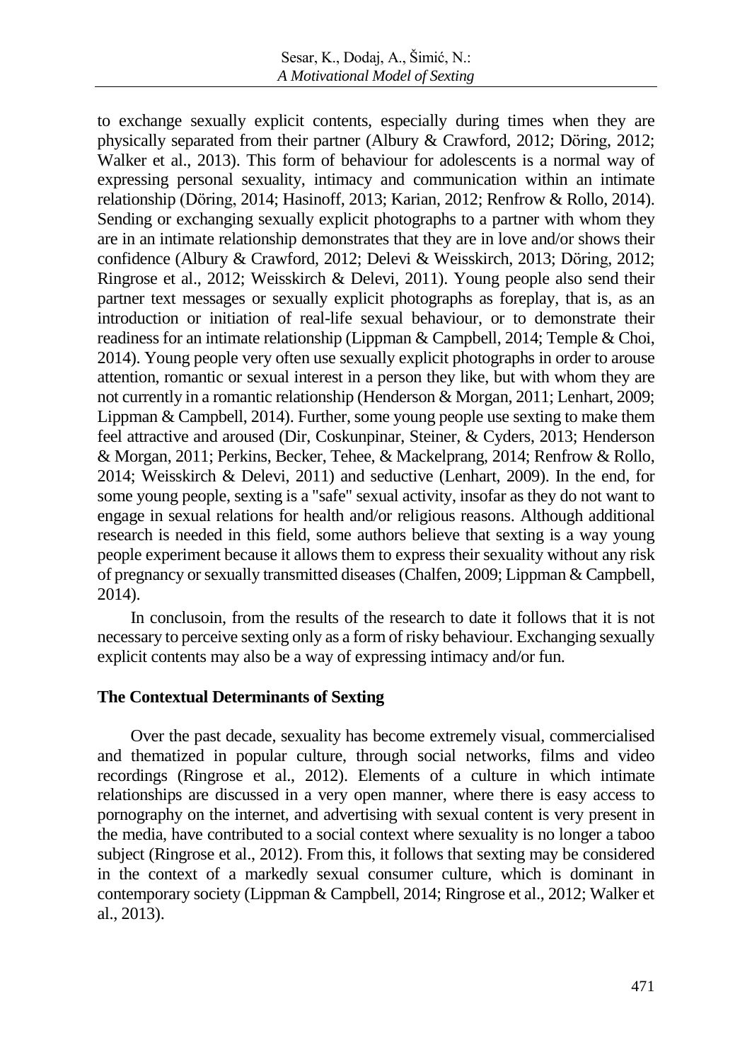to exchange sexually explicit contents, especially during times when they are physically separated from their partner (Albury & Crawford, 2012; Döring, 2012; Walker et al., 2013). This form of behaviour for adolescents is a normal way of expressing personal sexuality, intimacy and communication within an intimate relationship (Döring, 2014; Hasinoff, 2013; Karian, 2012; Renfrow & Rollo, 2014). Sending or exchanging sexually explicit photographs to a partner with whom they are in an intimate relationship demonstrates that they are in love and/or shows their confidence (Albury & Crawford, 2012; Delevi & Weisskirch, 2013; Döring, 2012; Ringrose et al., 2012; Weisskirch & Delevi, 2011). Young people also send their partner text messages or sexually explicit photographs as foreplay, that is, as an introduction or initiation of real-life sexual behaviour, or to demonstrate their readiness for an intimate relationship (Lippman & Campbell, 2014; Temple & Choi, 2014). Young people very often use sexually explicit photographs in order to arouse attention, romantic or sexual interest in a person they like, but with whom they are not currently in a romantic relationship (Henderson & Morgan, 2011; Lenhart, 2009; Lippman & Campbell, 2014). Further, some young people use sexting to make them feel attractive and aroused (Dir, Coskunpinar, Steiner, & Cyders, 2013; Henderson & Morgan, 2011; Perkins, Becker, Tehee, & Mackelprang, 2014; Renfrow & Rollo, 2014; Weisskirch & Delevi, 2011) and seductive (Lenhart, 2009). In the end, for some young people, sexting is a "safe" sexual activity, insofar as they do not want to engage in sexual relations for health and/or religious reasons. Although additional research is needed in this field, some authors believe that sexting is a way young people experiment because it allows them to express their sexuality without any risk of pregnancy or sexually transmitted diseases (Chalfen, 2009; Lippman & Campbell, 2014).

In conclusoin, from the results of the research to date it follows that it is not necessary to perceive sexting only as a form of risky behaviour. Exchanging sexually explicit contents may also be a way of expressing intimacy and/or fun.

## The Contextual Determinants of Sexting

Over the past decade, sexuality has become extremely visual, commercialised and thematized in popular culture, through social networks, films and video recordings (Ringrose et al., 2012). Elements of a culture in which intimate relationships are discussed in a very open manner, where there is easy access to pornography on the internet, and advertising with sexual content is very present in the media, have contributed to a social context where sexuality is no longer a taboo subject (Ringrose et al., 2012). From this, it follows that sexting may be considered in the context of a markedly sexual consumer culture, which is dominant in contemporary society (Lippman & Campbell, 2014; Ringrose et al., 2012; Walker et al., 2013).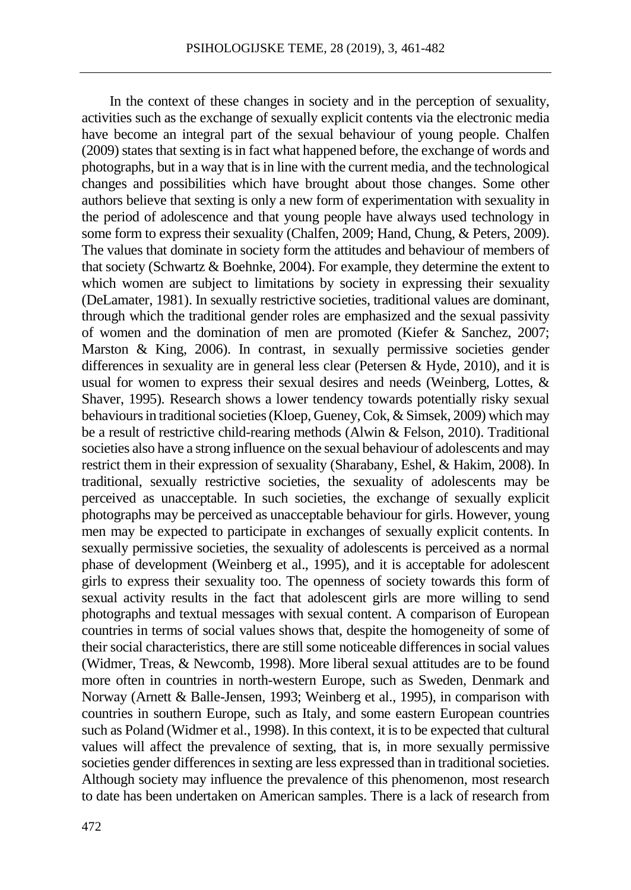In the context of these changes in society and in the perception of sexuality, activities such as the exchange of sexually explicit contents via the electronic media have become an integral part of the sexual behaviour of young people. Chalfen (2009) states that sexting is in fact what happened before, the exchange of words and photographs, but in a way that is in line with the current media, and the technological changes and possibilities which have brought about those changes. Some other authors believe that sexting is only a new form of experimentation with sexuality in the period of adolescence and that young people have always used technology in some form to express their sexuality (Chalfen, 2009; Hand, Chung, & Peters, 2009). The values that dominate in society form the attitudes and behaviour of members of that society (Schwartz & Boehnke, 2004). For example, they determine the extent to which women are subject to limitations by society in expressing their sexuality (DeLamater, 1981). In sexually restrictive societies, traditional values are dominant, through which the traditional gender roles are emphasized and the sexual passivity of women and the domination of men are promoted (Kiefer & Sanchez, 2007; Marston & King, 2006). In contrast, in sexually permissive societies gender differences in sexuality are in general less clear (Petersen & Hyde, 2010), and it is usual for women to express their sexual desires and needs (Weinberg, Lottes, & Shaver, 1995). Research shows a lower tendency towards potentially risky sexual behaviours in traditional societies (Kloep, Gueney, Cok, & Simsek, 2009) which may be a result of restrictive child-rearing methods (Alwin & Felson, 2010). Traditional societies also have a strong influence on the sexual behaviour of adolescents and may restrict them in their expression of sexuality (Sharabany, Eshel, & Hakim, 2008). In traditional, sexually restrictive societies, the sexuality of adolescents may be perceived as unacceptable. In such societies, the exchange of sexually explicit photographs may be perceived as unacceptable behaviour for girls. However, young men may be expected to participate in exchanges of sexually explicit contents. In sexually permissive societies, the sexuality of adolescents is perceived as a normal phase of development (Weinberg et al., 1995), and it is acceptable for adolescent girls to express their sexuality too. The openness of society towards this form of sexual activity results in the fact that adolescent girls are more willing to send photographs and textual messages with sexual content. A comparison of European countries in terms of social values shows that, despite the homogeneity of some of their social characteristics, there are still some noticeable differences in social values (Widmer, Treas, & Newcomb, 1998). More liberal sexual attitudes are to be found more often in countries in north-western Europe, such as Sweden, Denmark and Norway (Arnett & Balle-Jensen, 1993; Weinberg et al., 1995), in comparison with countries in southern Europe, such as Italy, and some eastern European countries such as Poland (Widmer et al., 1998). In this context, it is to be expected that cultural values will affect the prevalence of sexting, that is, in more sexually permissive societies gender differences in sexting are less expressed than in traditional societies. Although society may influence the prevalence of this phenomenon, most research to date has been undertaken on American samples. There is a lack of research from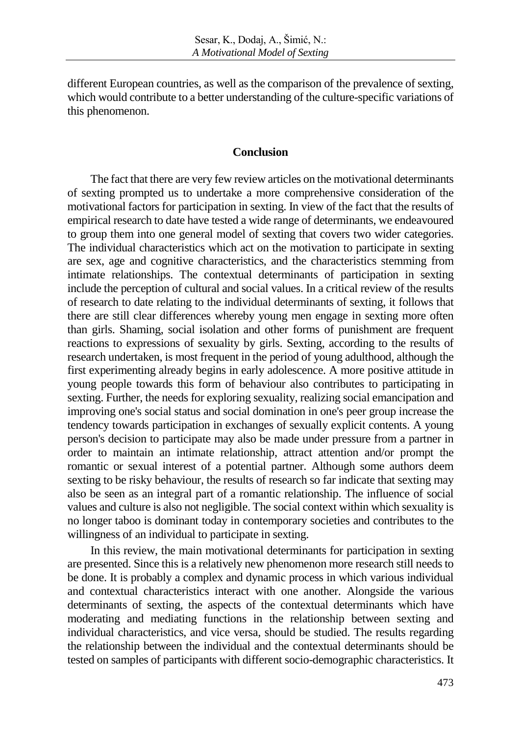different European countries, as well as the comparison of the prevalence of sexting, which would contribute to a better understanding of the culture-specific variations of this phenomenon.

## Conclusion

The fact that there are very few review articles on the motivational determinants of sexting prompted us to undertake a more comprehensive consideration of the motivational factors for participation in sexting. In view of the fact that the results of empirical research to date have tested a wide range of determinants, we endeavoured to group them into one general model of sexting that covers two wider categories. The individual characteristics which act on the motivation to participate in sexting are sex, age and cognitive characteristics, and the characteristics stemming from intimate relationships. The contextual determinants of participation in sexting include the perception of cultural and social values. In a critical review of the results of research to date relating to the individual determinants of sexting, it follows that there are still clear differences whereby young men engage in sexting more often than girls. Shaming, social isolation and other forms of punishment are frequent reactions to expressions of sexuality by girls. Sexting, according to the results of research undertaken, is most frequent in the period of young adulthood, although the first experimenting already begins in early adolescence. A more positive attitude in young people towards this form of behaviour also contributes to participating in sexting. Further, the needs for exploring sexuality, realizing social emancipation and improving one's social status and social domination in one's peer group increase the tendency towards participation in exchanges of sexually explicit contents. A young person's decision to participate may also be made under pressure from a partner in order to maintain an intimate relationship, attract attention and/or prompt the romantic or sexual interest of a potential partner. Although some authors deem sexting to be risky behaviour, the results of research so far indicate that sexting may also be seen as an integral part of a romantic relationship. The influence of social values and culture is also not negligible. The social context within which sexuality is no longer taboo is dominant today in contemporary societies and contributes to the willingness of an individual to participate in sexting.

In this review, the main motivational determinants for participation in sexting are presented. Since this is a relatively new phenomenon more research still needs to be done. It is probably a complex and dynamic process in which various individual and contextual characteristics interact with one another. Alongside the various determinants of sexting, the aspects of the contextual determinants which have moderating and mediating functions in the relationship between sexting and individual characteristics, and vice versa, should be studied. The results regarding the relationship between the individual and the contextual determinants should be tested on samples of participants with different socio-demographic characteristics. It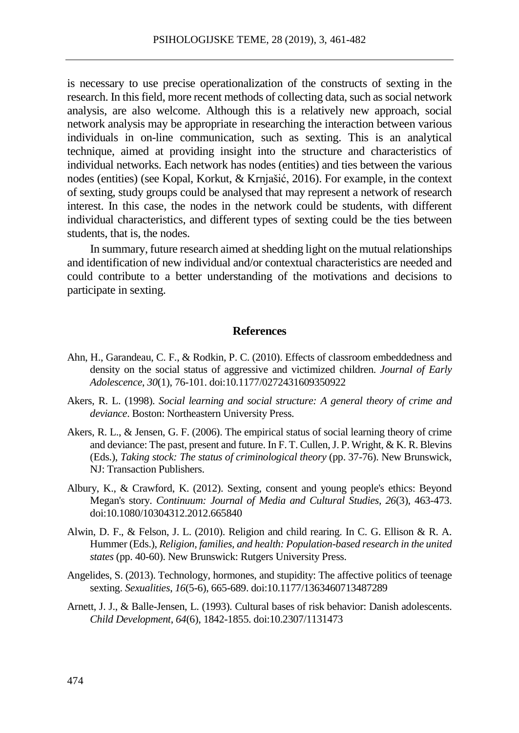is necessary to use precise operationalization of the constructs of sexting in the research. In this field, more recent methods of collecting data, such as social network analysis, are also welcome. Although this is a relatively new approach, social network analysis may be appropriate in researching the interaction between various individuals in on-line communication, such as sexting. This is an analytical technique, aimed at providing insight into the structure and characteristics of individual networks. Each network has nodes (entities) and ties between the various nodes (entities) (see Kopal, Korkut, & Krnjašić, 2016). For example, in the context of sexting, study groups could be analysed that may represent a network of research interest. In this case, the nodes in the network could be students, with different individual characteristics, and different types of sexting could be the ties between students, that is, the nodes.

In summary, future research aimed at shedding light on the mutual relationships and identification of new individual and/or contextual characteristics are needed and could contribute to a better understanding of the motivations and decisions to participate in sexting.

## References

Ahn, H., Garandeau, C. F., & Rodkin, P. C. (2010). Effects of classroom embeddedness and density on the social status of aggressive and victimized children. *Journal of Early Adolescence*, *30*(1), 76-101. doi:10.1177/0272431609350922

Akers, R. L. (1998). *Social learning and social structure: A general theory of crime and deviance*. Boston: Northeastern University Press.

Akers, R. L., & Jensen, G. F. (2006). The empirical status of social learning theory of crime and deviance: The past, present and future. In F. T. Cullen, J. P. Wright, & K. R. Blevins (Eds.), *Taking stock: The status of criminological theory* (pp. 37-76). New Brunswick, NJ: Transaction Publishers.

Albury, K., & Crawford, K. (2012). Sexting, consent and young people's ethics: Beyond Megan's story. *Continuum: Journal of Media and Cultural Studies, 26*(3), 463-473. doi:10.1080/10304312.2012.665840

Alwin, D. F., & Felson, J. L. (2010). Religion and child rearing. In C. G. Ellison & R. A. Hummer (Eds.), *Religion, families, and health: Population-based research in the united states* (pp. 40-60). New Brunswick: Rutgers University Press.

Angelides, S. (2013). Technology, hormones, and stupidity: The affective politics of teenage sexting. *Sexualities*, *16*(5-6), 665-689. doi:10.1177/1363460713487289

Arnett, J. J., & Balle-Jensen, L. (1993). Cultural bases of risk behavior: Danish adolescents. *Child Development*, *64*(6), 1842-1855. doi:10.2307/1131473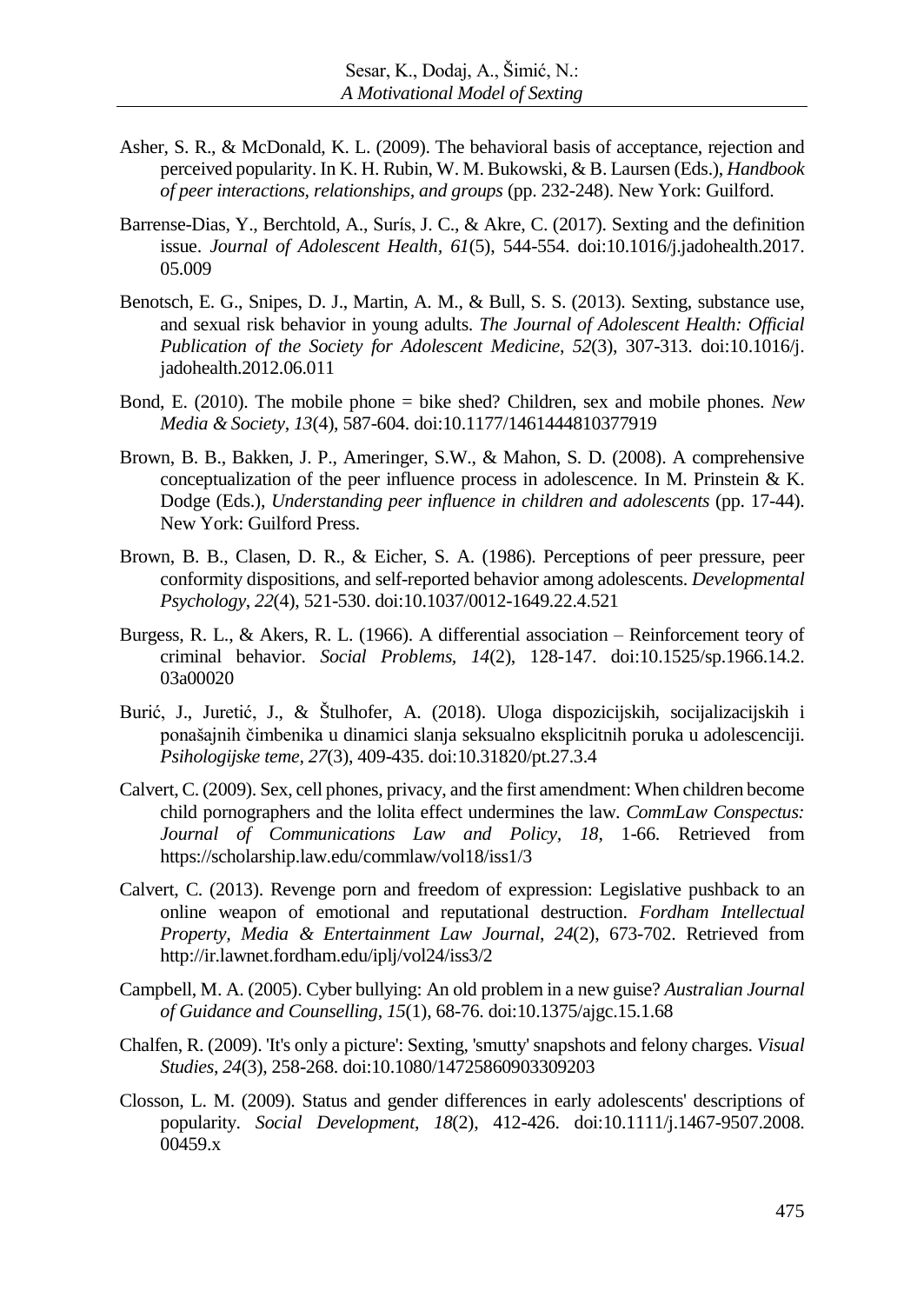Asher, S. R., & McDonald, K. L. (2009). The behavioral basis of acceptance, rejection and perceived popularity. In K. H. Rubin, W. M. Bukowski, & B. Laursen (Eds.), *Handbook of peer interactions, relationships, and groups* (pp. 232-248). New York: Guilford.

Barrense-Dias, Y., Berchtold, A., Surís, J. C., & Akre, C. (2017). Sexting and the definition issue. *Journal of Adolescent Health, 61*(5), 544-554. doi:10.1016/j.jadohealth.2017.05.009

Benotsch, E. G., Snipes, D. J., Martin, A. M., & Bull, S. S. (2013). Sexting, substance use, and sexual risk behavior in young adults. *The Journal of Adolescent Health: Official Publication of the Society for Adolescent Medicine*, *52*(3), 307-313. doi:10.1016/j.jadohealth.2012.06.011

Bond, E. (2010). The mobile phone = bike shed? Children, sex and mobile phones. *New Media & Society*, *13*(4), 587-604. doi:10.1177/1461444810377919

Brown, B. B., Bakken, J. P., Ameringer, S.W., & Mahon, S. D. (2008). A comprehensive conceptualization of the peer influence process in adolescence. In M. Prinstein & K. Dodge (Eds.), *Understanding peer influence in children and adolescents* (pp. 17-44). New York: Guilford Press.

Brown, B. B., Clasen, D. R., & Eicher, S. A. (1986). Perceptions of peer pressure, peer conformity dispositions, and self-reported behavior among adolescents. *Developmental Psychology*, *22*(4), 521-530. doi:10.1037/0012-1649.22.4.521

Burgess, R. L., & Akers, R. L. (1966). A differential association – Reinforcement teory of criminal behavior. *Social Problems, 14*(2), 128-147. doi:10.1525/sp.1966.14.2.03a00020

Burić, J., Juretić, J., & Štulhofer, A. (2018). Uloga dispozicijskih, socijalizacijskih i ponašajnih čimbenika u dinamici slanja seksualno eksplicitnih poruka u adolescenciji. *Psihologijske teme*, *27*(3), 409-435. doi:10.31820/pt.27.3.4

Calvert, C. (2009). Sex, cell phones, privacy, and the first amendment: When children become child pornographers and the lolita effect undermines the law. *CommLaw Conspectus: Journal of Communications Law and Policy*, *18*, 1-66. Retrieved from https://scholarship.law.edu/commlaw/vol18/iss1/3

Calvert, C. (2013). Revenge porn and freedom of expression: Legislative pushback to an online weapon of emotional and reputational destruction. *Fordham Intellectual Property, Media & Entertainment Law Journal*, *24*(2), 673-702. Retrieved from http://ir.lawnet.fordham.edu/iplj/vol24/iss3/2

Campbell, M. A. (2005). Cyber bullying: An old problem in a new guise? *Australian Journal of Guidance and Counselling*, *15*(1), 68-76. doi:10.1375/ajgc.15.1.68

Chalfen, R. (2009). 'It's only a picture': Sexting, 'smutty' snapshots and felony charges. *Visual Studies*, *24*(3), 258-268. doi:10.1080/14725860903309203

Closson, L. M. (2009). Status and gender differences in early adolescents' descriptions of popularity. *Social Development*, *18*(2), 412-426. doi:10.1111/j.1467-9507.2008.00459.x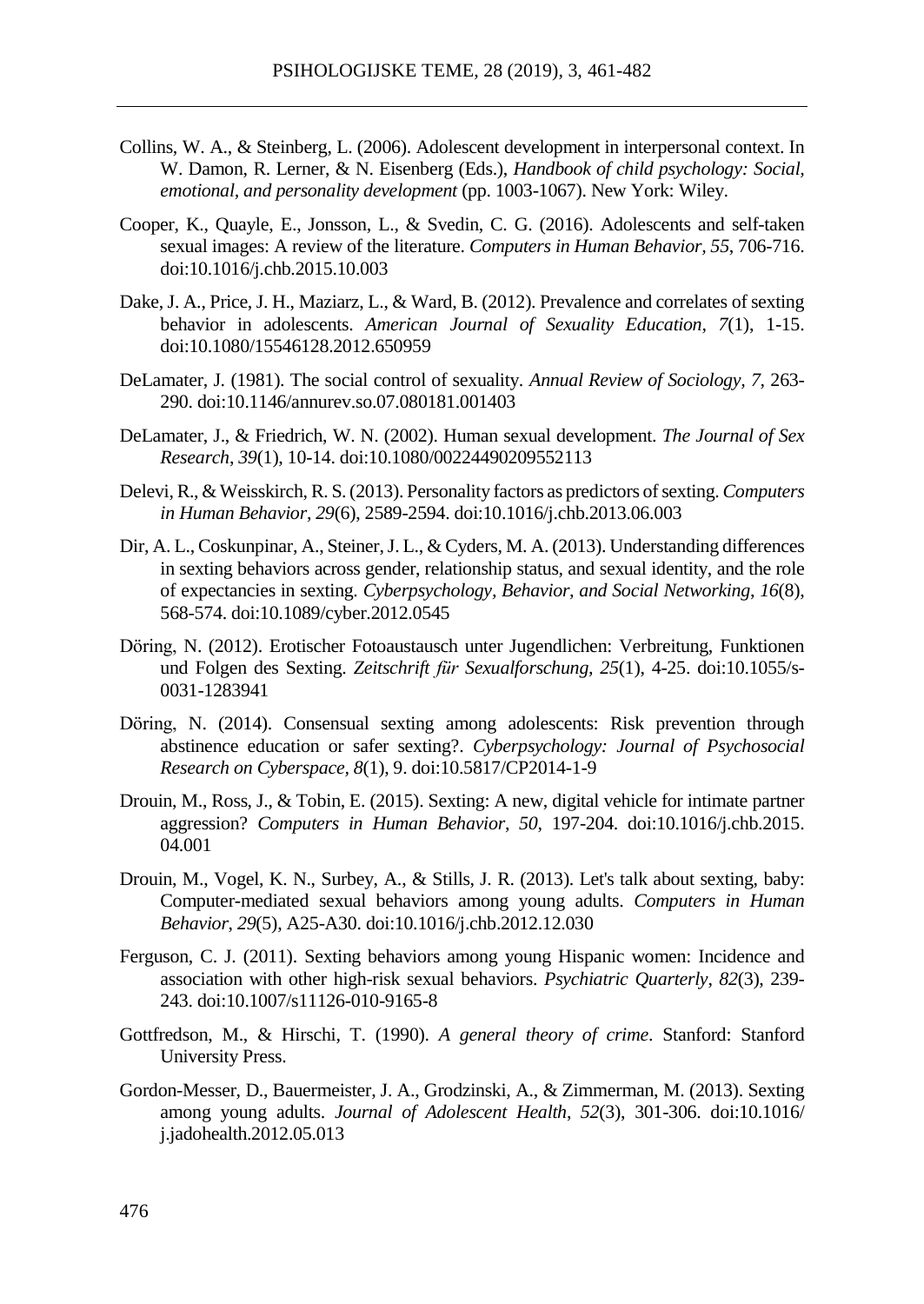Collins, W. A., & Steinberg, L. (2006). Adolescent development in interpersonal context. In W. Damon, R. Lerner, & N. Eisenberg (Eds.), *Handbook of child psychology: Social, emotional, and personality development* (pp. 1003-1067). New York: Wiley.

Cooper, K., Quayle, E., Jonsson, L., & Svedin, C. G. (2016). Adolescents and self-taken sexual images: A review of the literature. *Computers in Human Behavior*, *55*, 706-716. doi:10.1016/j.chb.2015.10.003

Dake, J. A., Price, J. H., Maziarz, L., & Ward, B. (2012). Prevalence and correlates of sexting behavior in adolescents. *American Journal of Sexuality Education*, *7*(1), 1-15. doi:10.1080/15546128.2012.650959

DeLamater, J. (1981). The social control of sexuality. *Annual Review of Sociology*, *7*, 263-290. doi:10.1146/annurev.so.07.080181.001403

DeLamater, J., & Friedrich, W. N. (2002). Human sexual development. *The Journal of Sex Research*, *39*(1), 10-14. doi:10.1080/00224490209552113

Delevi, R., & Weisskirch, R. S. (2013). Personality factors as predictors of sexting. *Computers in Human Behavior*, *29*(6), 2589-2594. doi:10.1016/j.chb.2013.06.003

Dir, A. L., Coskunpinar, A., Steiner, J. L., & Cyders, M. A. (2013). Understanding differences in sexting behaviors across gender, relationship status, and sexual identity, and the role of expectancies in sexting. *Cyberpsychology, Behavior, and Social Networking*, *16*(8), 568-574. doi:10.1089/cyber.2012.0545

Döring, N. (2012). Erotischer Fotoaustausch unter Jugendlichen: Verbreitung, Funktionen und Folgen des Sexting. *Zeitschrift für Sexualforschung*, *25*(1), 4-25. doi:10.1055/s-0031-1283941

Döring, N. (2014). Consensual sexting among adolescents: Risk prevention through abstinence education or safer sexting?. *Cyberpsychology: Journal of Psychosocial Research on Cyberspace*, *8*(1), 9. doi:10.5817/CP2014-1-9

Drouin, M., Ross, J., & Tobin, E. (2015). Sexting: A new, digital vehicle for intimate partner aggression? *Computers in Human Behavior*, *50*, 197-204. doi:10.1016/j.chb.2015.04.001

Drouin, M., Vogel, K. N., Surbey, A., & Stills, J. R. (2013). Let's talk about sexting, baby: Computer-mediated sexual behaviors among young adults. *Computers in Human Behavior*, *29*(5), A25-A30. doi:10.1016/j.chb.2012.12.030

Ferguson, C. J. (2011). Sexting behaviors among young Hispanic women: Incidence and association with other high-risk sexual behaviors. *Psychiatric Quarterly*, *82*(3), 239-243. doi:10.1007/s11126-010-9165-8

Gottfredson, M., & Hirschi, T. (1990). *A general theory of crime*. Stanford: Stanford University Press.

Gordon-Messer, D., Bauermeister, J. A., Grodzinski, A., & Zimmerman, M. (2013). Sexting among young adults. *Journal of Adolescent Health*, *52*(3), 301-306. doi:10.1016/j.jadohealth.2012.05.013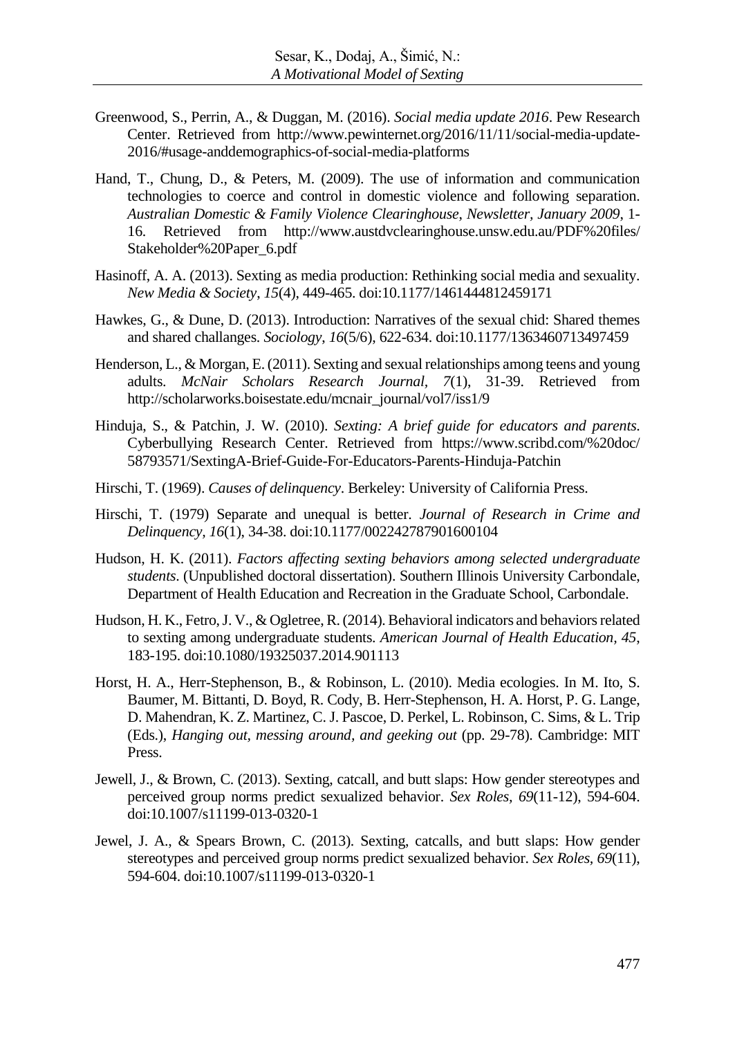Greenwood, S., Perrin, A., & Duggan, M. (2016). *Social media update 2016*. Pew Research Center. Retrieved from http://www.pewinternet.org/2016/11/11/social-media-update-2016/#usage-anddemographics-of-social-media-platforms

Hand, T., Chung, D., & Peters, M. (2009). The use of information and communication technologies to coerce and control in domestic violence and following separation. *Australian Domestic & Family Violence Clearinghouse*, *Newsletter*, *January 2009*, 1-16. Retrieved from http://www.austdvclearinghouse.unsw.edu.au/PDF%20files/Stakeholder%20Paper_6.pdf

Hasinoff, A. A. (2013). Sexting as media production: Rethinking social media and sexuality. *New Media & Society*, *15*(4), 449-465. doi:10.1177/1461444812459171

Hawkes, G., & Dune, D. (2013). Introduction: Narratives of the sexual chid: Shared themes and shared challanges. *Sociology*, *16*(5/6), 622-634. doi:10.1177/1363460713497459

Henderson, L., & Morgan, E. (2011). Sexting and sexual relationships among teens and young adults. *McNair Scholars Research Journal*, *7*(1), 31-39. Retrieved from http://scholarworks.boisestate.edu/mcnair_journal/vol7/iss1/9

Hinduja, S., & Patchin, J. W. (2010). *Sexting: A brief guide for educators and parents*. Cyberbullying Research Center. Retrieved from https://www.scribd.com/%20doc/58793571/SextingA-Brief-Guide-For-Educators-Parents-Hinduja-Patchin

Hirschi, T. (1969). *Causes of delinquency*. Berkeley: University of California Press.

Hirschi, T. (1979) Separate and unequal is better. *Journal of Research in Crime and Delinquency*, *16*(1), 34-38. doi:10.1177/002242787901600104

Hudson, H. K. (2011). *Factors affecting sexting behaviors among selected undergraduate students*. (Unpublished doctoral dissertation). Southern Illinois University Carbondale, Department of Health Education and Recreation in the Graduate School, Carbondale.

Hudson, H. K., Fetro, J. V., & Ogletree, R. (2014). Behavioral indicators and behaviors related to sexting among undergraduate students. *American Journal of Health Education*, *45*, 183-195. doi:10.1080/19325037.2014.901113

Horst, H. A., Herr-Stephenson, B., & Robinson, L. (2010). Media ecologies. In M. Ito, S. Baumer, M. Bittanti, D. Boyd, R. Cody, B. Herr-Stephenson, H. A. Horst, P. G. Lange, D. Mahendran, K. Z. Martinez, C. J. Pascoe, D. Perkel, L. Robinson, C. Sims, & L. Trip (Eds.), *Hanging out, messing around, and geeking out* (pp. 29-78). Cambridge: MIT Press.

Jewell, J., & Brown, C. (2013). Sexting, catcall, and butt slaps: How gender stereotypes and perceived group norms predict sexualized behavior. *Sex Roles*, *69*(11-12), 594-604. doi:10.1007/s11199-013-0320-1

Jewel, J. A., & Spears Brown, C. (2013). Sexting, catcalls, and butt slaps: How gender stereotypes and perceived group norms predict sexualized behavior. *Sex Roles*, *69*(11), 594-604. doi:10.1007/s11199-013-0320-1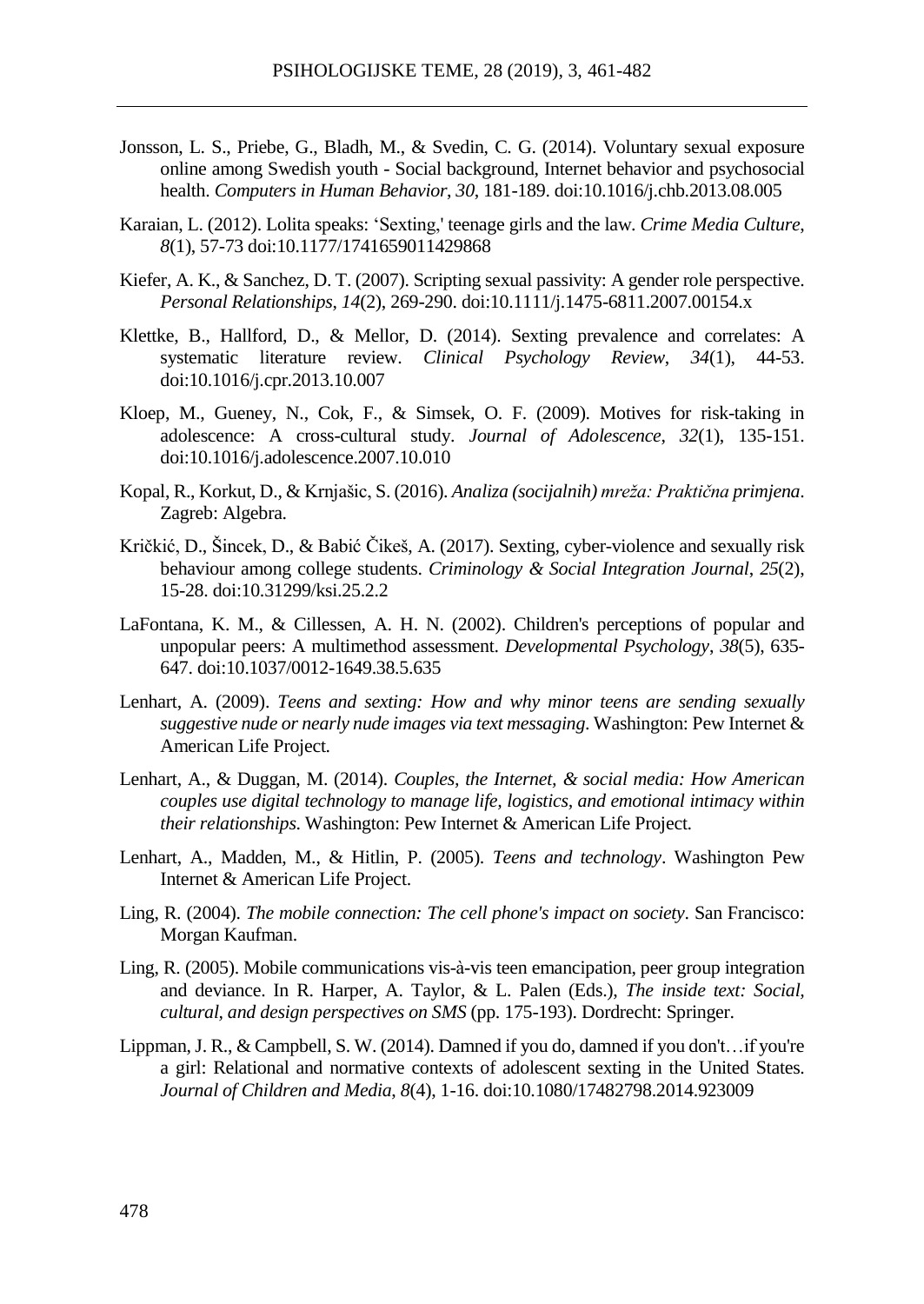Jonsson, L. S., Priebe, G., Bladh, M., & Svedin, C. G. (2014). Voluntary sexual exposure online among Swedish youth - Social background, Internet behavior and psychosocial health. *Computers in Human Behavior*, *30*, 181-189. doi:10.1016/j.chb.2013.08.005

Karaian, L. (2012). Lolita speaks: 'Sexting,' teenage girls and the law. *Crime Media Culture*, *8*(1), 57-73 doi:10.1177/1741659011429868

Kiefer, A. K., & Sanchez, D. T. (2007). Scripting sexual passivity: A gender role perspective. *Personal Relationships*, *14*(2), 269-290. doi:10.1111/j.1475-6811.2007.00154.x

Klettke, B., Hallford, D., & Mellor, D. (2014). Sexting prevalence and correlates: A systematic literature review. *Clinical Psychology Review*, *34*(1), 44-53. doi:10.1016/j.cpr.2013.10.007

Kloep, M., Gueney, N., Cok, F., & Simsek, O. F. (2009). Motives for risk-taking in adolescence: A cross-cultural study. *Journal of Adolescence*, *32*(1), 135-151. doi:10.1016/j.adolescence.2007.10.010

Kopal, R., Korkut, D., & Krnjašic, S. (2016). *Analiza (socijalnih) mreža: Praktična primjena*. Zagreb: Algebra.

Kričkić, D., Šincek, D., & Babić Čikeš, A. (2017). Sexting, cyber-violence and sexually risk behaviour among college students. *Criminology & Social Integration Journal*, *25*(2), 15-28. doi:10.31299/ksi.25.2.2

LaFontana, K. M., & Cillessen, A. H. N. (2002). Children's perceptions of popular and unpopular peers: A multimethod assessment. *Developmental Psychology*, *38*(5), 635-647. doi:10.1037/0012-1649.38.5.635

Lenhart, A. (2009). *Teens and sexting: How and why minor teens are sending sexually suggestive nude or nearly nude images via text messaging*. Washington: Pew Internet & American Life Project.

Lenhart, A., & Duggan, M. (2014). *Couples, the Internet, & social media: How American couples use digital technology to manage life, logistics, and emotional intimacy within their relationships*. Washington: Pew Internet & American Life Project.

Lenhart, A., Madden, M., & Hitlin, P. (2005). *Teens and technology*. Washington Pew Internet & American Life Project.

Ling, R. (2004). *The mobile connection: The cell phone's impact on society*. San Francisco: Morgan Kaufman.

Ling, R. (2005). Mobile communications vis-à-vis teen emancipation, peer group integration and deviance. In R. Harper, A. Taylor, & L. Palen (Eds.), *The inside text: Social, cultural, and design perspectives on SMS* (pp. 175-193). Dordrecht: Springer.

Lippman, J. R., & Campbell, S. W. (2014). Damned if you do, damned if you don't…if you're a girl: Relational and normative contexts of adolescent sexting in the United States. *Journal of Children and Media*, *8*(4), 1-16. doi:10.1080/17482798.2014.923009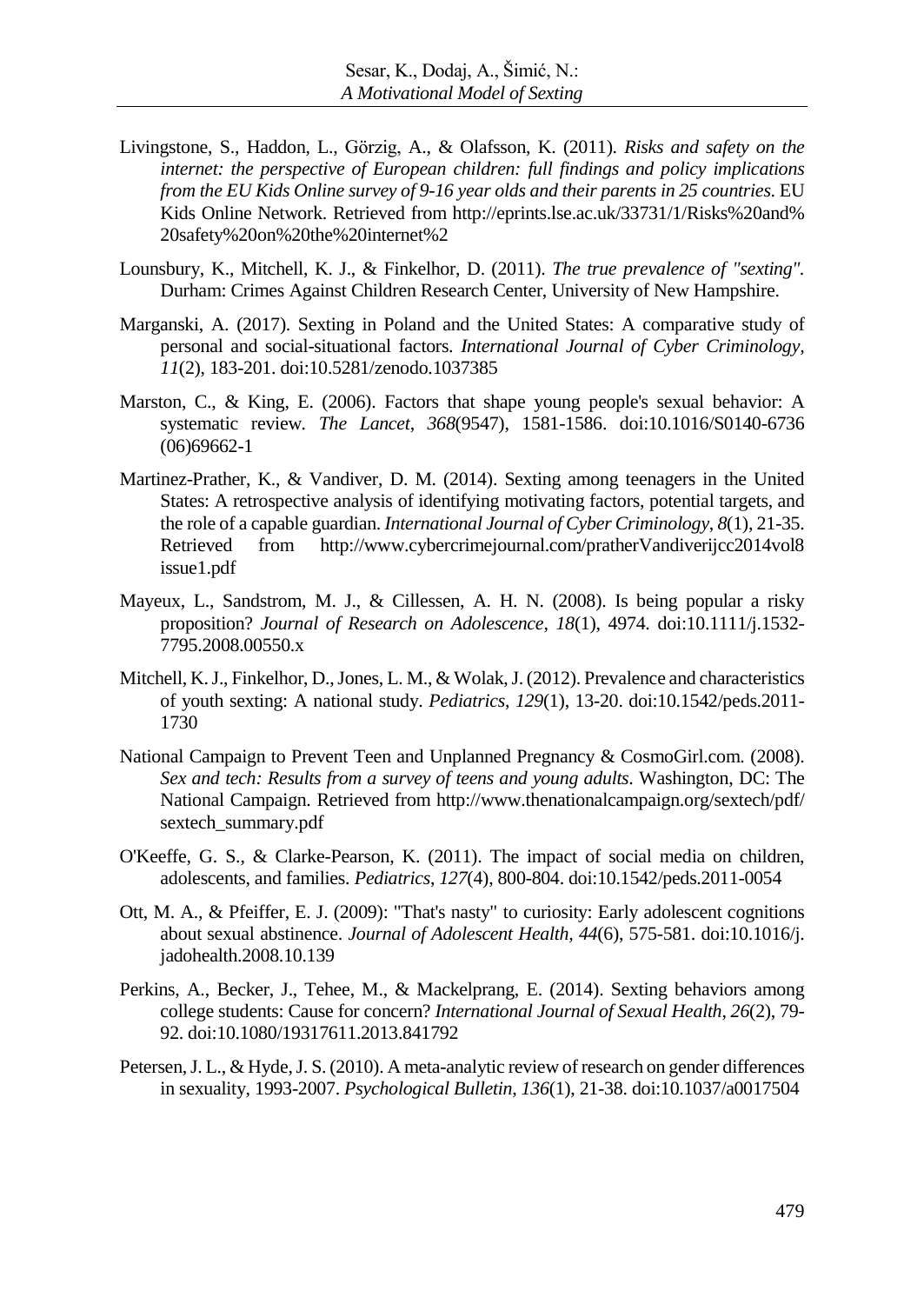Livingstone, S., Haddon, L., Görzig, A., & Olafsson, K. (2011). *Risks and safety on the internet: the perspective of European children: full findings and policy implications from the EU Kids Online survey of 9-16 year olds and their parents in 25 countries*. EU Kids Online Network. Retrieved from http://eprints.lse.ac.uk/33731/1/Risks%20and%20safety%20on%20the%20internet%2

Lounsbury, K., Mitchell, K. J., & Finkelhor, D. (2011). *The true prevalence of "sexting"*. Durham: Crimes Against Children Research Center, University of New Hampshire.

Marganski, A. (2017). Sexting in Poland and the United States: A comparative study of personal and social-situational factors. *International Journal of Cyber Criminology*, *11*(2), 183-201. doi:10.5281/zenodo.1037385

Marston, C., & King, E. (2006). Factors that shape young people's sexual behavior: A systematic review. *The Lancet*, *368*(9547), 1581-1586. doi:10.1016/S0140-6736(06)69662-1

Martinez-Prather, K., & Vandiver, D. M. (2014). Sexting among teenagers in the United States: A retrospective analysis of identifying motivating factors, potential targets, and the role of a capable guardian. *International Journal of Cyber Criminology*, *8*(1), 21-35. Retrieved from http://www.cybercrimejournal.com/pratherVandiverijcc2014vol8issue1.pdf

Mayeux, L., Sandstrom, M. J., & Cillessen, A. H. N. (2008). Is being popular a risky proposition? *Journal of Research on Adolescence*, *18*(1), 4974. doi:10.1111/j.1532-7795.2008.00550.x

Mitchell, K. J., Finkelhor, D., Jones, L. M., & Wolak, J. (2012). Prevalence and characteristics of youth sexting: A national study. *Pediatrics*, *129*(1), 13-20. doi:10.1542/peds.2011-1730

National Campaign to Prevent Teen and Unplanned Pregnancy & CosmoGirl.com. (2008). *Sex and tech: Results from a survey of teens and young adults*. Washington, DC: The National Campaign. Retrieved from http://www.thenationalcampaign.org/sextech/pdf/sextech_summary.pdf

O'Keeffe, G. S., & Clarke-Pearson, K. (2011). The impact of social media on children, adolescents, and families. *Pediatrics*, *127*(4), 800-804. doi:10.1542/peds.2011-0054

Ott, M. A., & Pfeiffer, E. J. (2009): "That's nasty" to curiosity: Early adolescent cognitions about sexual abstinence. *Journal of Adolescent Health*, *44*(6), 575-581. doi:10.1016/j.jadohealth.2008.10.139

Perkins, A., Becker, J., Tehee, M., & Mackelprang, E. (2014). Sexting behaviors among college students: Cause for concern? *International Journal of Sexual Health*, *26*(2), 79-92. doi:10.1080/19317611.2013.841792

Petersen, J. L., & Hyde, J. S. (2010). A meta-analytic review of research on gender differences in sexuality, 1993-2007. *Psychological Bulletin*, *136*(1), 21-38. doi:10.1037/a0017504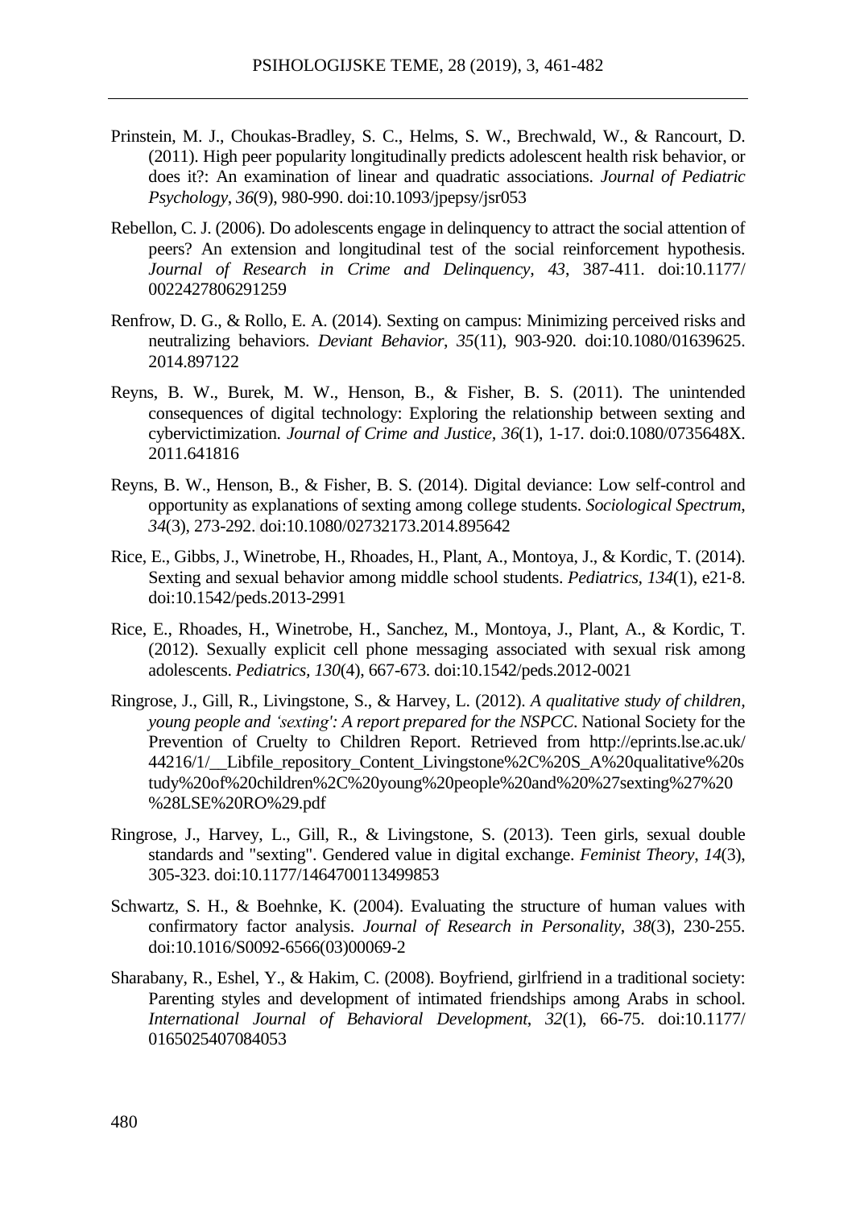Prinstein, M. J., Choukas-Bradley, S. C., Helms, S. W., Brechwald, W., & Rancourt, D. (2011). High peer popularity longitudinally predicts adolescent health risk behavior, or does it?: An examination of linear and quadratic associations. *Journal of Pediatric Psychology, 36*(9), 980-990. doi:10.1093/jpepsy/jsr053

Rebellon, C. J. (2006). Do adolescents engage in delinquency to attract the social attention of peers? An extension and longitudinal test of the social reinforcement hypothesis. *Journal of Research in Crime and Delinquency, 43*, 387-411. doi:10.1177/0022427806291259

Renfrow, D. G., & Rollo, E. A. (2014). Sexting on campus: Minimizing perceived risks and neutralizing behaviors. *Deviant Behavior, 35*(11), 903-920. doi:10.1080/01639625.2014.897122

Reyns, B. W., Burek, M. W., Henson, B., & Fisher, B. S. (2011). The unintended consequences of digital technology: Exploring the relationship between sexting and cybervictimization. *Journal of Crime and Justice, 36*(1), 1-17. doi:0.1080/0735648X.2011.641816

Reyns, B. W., Henson, B., & Fisher, B. S. (2014). Digital deviance: Low self-control and opportunity as explanations of sexting among college students. *Sociological Spectrum, 34*(3), 273-292. doi:10.1080/02732173.2014.895642

Rice, E., Gibbs, J., Winetrobe, H., Rhoades, H., Plant, A., Montoya, J., & Kordic, T. (2014). Sexting and sexual behavior among middle school students. *Pediatrics, 134*(1), e21-8. doi:10.1542/peds.2013-2991

Rice, E., Rhoades, H., Winetrobe, H., Sanchez, M., Montoya, J., Plant, A., & Kordic, T. (2012). Sexually explicit cell phone messaging associated with sexual risk among adolescents. *Pediatrics, 130*(4), 667-673. doi:10.1542/peds.2012-0021

Ringrose, J., Gill, R., Livingstone, S., & Harvey, L. (2012). *A qualitative study of children, young people and 'sexting': A report prepared for the NSPCC*. National Society for the Prevention of Cruelty to Children Report. Retrieved from http://eprints.lse.ac.uk/44216/1/__Libfile_repository_Content_Livingstone%2C%20S_A%20qualitative%20study%20of%20children%2C%20young%20people%20and%20%27sexting%27%20%28LSE%20RO%29.pdf

Ringrose, J., Harvey, L., Gill, R., & Livingstone, S. (2013). Teen girls, sexual double standards and "sexting". Gendered value in digital exchange. *Feminist Theory, 14*(3), 305-323. doi:10.1177/1464700113499853

Schwartz, S. H., & Boehnke, K. (2004). Evaluating the structure of human values with confirmatory factor analysis. *Journal of Research in Personality, 38*(3), 230-255. doi:10.1016/S0092-6566(03)00069-2

Sharabany, R., Eshel, Y., & Hakim, C. (2008). Boyfriend, girlfriend in a traditional society: Parenting styles and development of intimated friendships among Arabs in school. *International Journal of Behavioral Development, 32*(1), 66-75. doi:10.1177/0165025407084053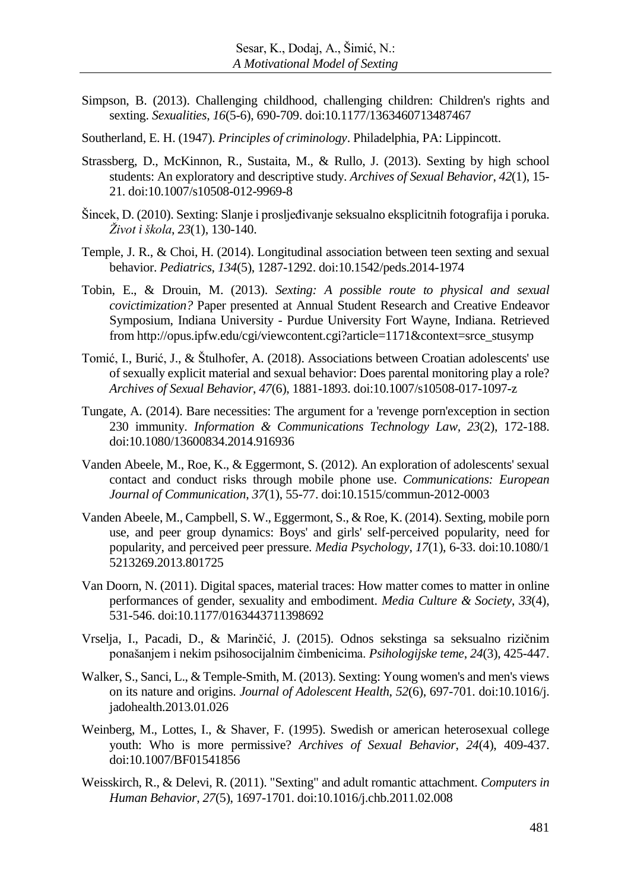Simpson, B. (2013). Challenging childhood, challenging children: Children's rights and sexting. *Sexualities*, *16*(5-6), 690-709. doi:10.1177/1363460713487467

Southerland, E. H. (1947). *Principles of criminology*. Philadelphia, PA: Lippincott.

Strassberg, D., McKinnon, R., Sustaita, M., & Rullo, J. (2013). Sexting by high school students: An exploratory and descriptive study. *Archives of Sexual Behavior*, *42*(1), 15-21. doi:10.1007/s10508-012-9969-8

Šincek, D. (2010). Sexting: Slanje i prosljeđivanje seksualno eksplicitnih fotografija i poruka. *Život i škola*, *23*(1), 130-140.

Temple, J. R., & Choi, H. (2014). Longitudinal association between teen sexting and sexual behavior. *Pediatrics*, *134*(5), 1287-1292. doi:10.1542/peds.2014-1974

Tobin, E., & Drouin, M. (2013). *Sexting: A possible route to physical and sexual covictimization?* Paper presented at Annual Student Research and Creative Endeavor Symposium, Indiana University - Purdue University Fort Wayne, Indiana. Retrieved from http://opus.ipfw.edu/cgi/viewcontent.cgi?article=1171&context=srce_stusymp

Tomić, I., Burić, J., & Štulhofer, A. (2018). Associations between Croatian adolescents' use of sexually explicit material and sexual behavior: Does parental monitoring play a role? *Archives of Sexual Behavior*, *47*(6), 1881-1893. doi:10.1007/s10508-017-1097-z

Tungate, A. (2014). Bare necessities: The argument for a 'revenge porn'exception in section 230 immunity. *Information & Communications Technology Law*, *23*(2), 172-188. doi:10.1080/13600834.2014.916936

Vanden Abeele, M., Roe, K., & Eggermont, S. (2012). An exploration of adolescents' sexual contact and conduct risks through mobile phone use. *Communications: European Journal of Communication*, *37*(1), 55-77. doi:10.1515/commun-2012-0003

Vanden Abeele, M., Campbell, S. W., Eggermont, S., & Roe, K. (2014). Sexting, mobile porn use, and peer group dynamics: Boys' and girls' self-perceived popularity, need for popularity, and perceived peer pressure. *Media Psychology*, *17*(1), 6-33. doi:10.1080/15213269.2013.801725

Van Doorn, N. (2011). Digital spaces, material traces: How matter comes to matter in online performances of gender, sexuality and embodiment. *Media Culture & Society*, *33*(4), 531-546. doi:10.1177/0163443711398692

Vrselja, I., Pacadi, D., & Marinčić, J. (2015). Odnos sekstinga sa seksualno rizičnim ponašanjem i nekim psihosocijalnim čimbenicima. *Psihologijske teme*, *24*(3), 425-447.

Walker, S., Sanci, L., & Temple-Smith, M. (2013). Sexting: Young women's and men's views on its nature and origins. *Journal of Adolescent Health*, *52*(6), 697-701. doi:10.1016/j.jadohealth.2013.01.026

Weinberg, M., Lottes, I., & Shaver, F. (1995). Swedish or american heterosexual college youth: Who is more permissive? *Archives of Sexual Behavior*, *24*(4), 409-437. doi:10.1007/BF01541856

Weisskirch, R., & Delevi, R. (2011). "Sexting" and adult romantic attachment. *Computers in Human Behavior*, *27*(5), 1697-1701. doi:10.1016/j.chb.2011.02.008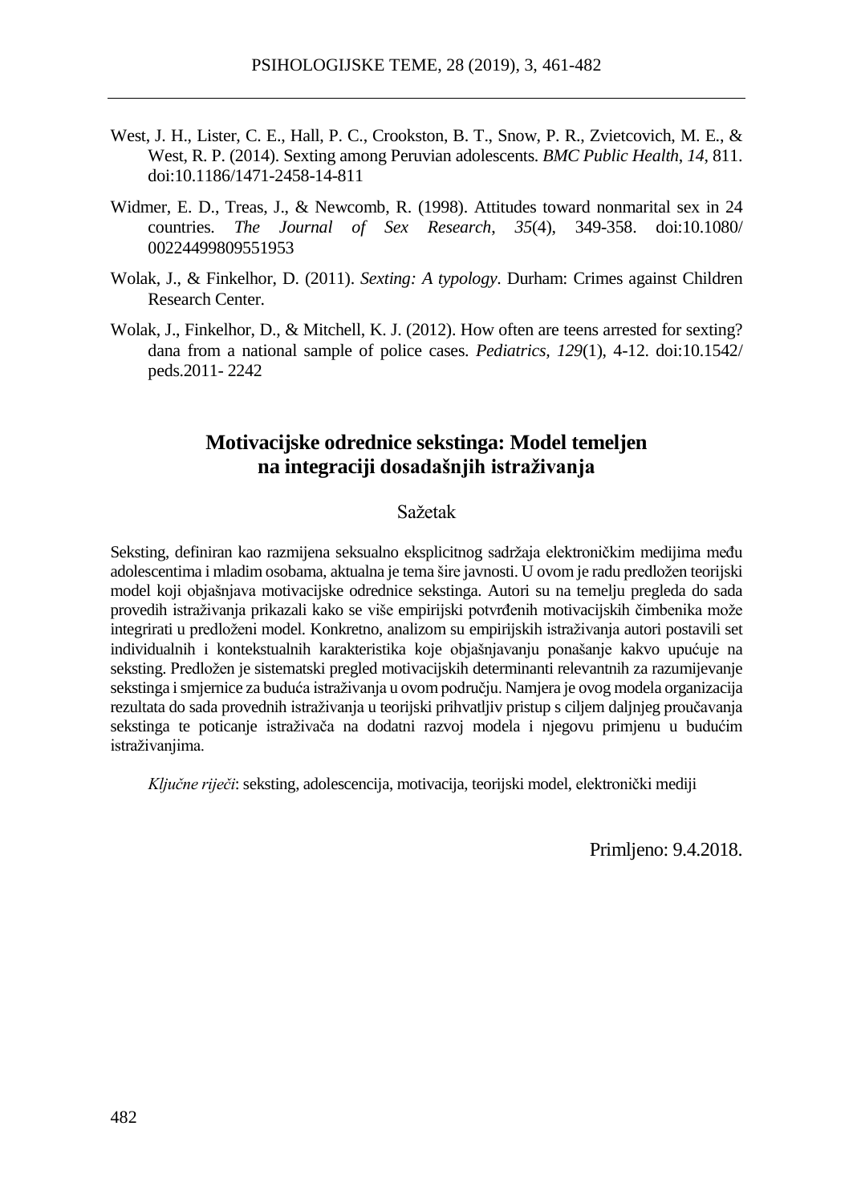West, J. H., Lister, C. E., Hall, P. C., Crookston, B. T., Snow, P. R., Zvietcovich, M. E., & West, R. P. (2014). Sexting among Peruvian adolescents. *BMC Public Health*, *14*, 811. doi:10.1186/1471-2458-14-811

Widmer, E. D., Treas, J., & Newcomb, R. (1998). Attitudes toward nonmarital sex in 24 countries. *The Journal of Sex Research*, *35*(4), 349-358. doi:10.1080/00224499809551953

Wolak, J., & Finkelhor, D. (2011). *Sexting: A typology*. Durham: Crimes against Children Research Center.

Wolak, J., Finkelhor, D., & Mitchell, K. J. (2012). How often are teens arrested for sexting? dana from a national sample of police cases. *Pediatrics*, *129*(1), 4-12. doi:10.1542/peds.2011- 2242

## Motivacijske odrednice sekstinga: Model temeljen na integraciji dosadašnjih istraživanja

### Sažetak

Seksting, definiran kao razmijena seksualno eksplicitnog sadržaja elektroničkim medijima među adolescentima i mladim osobama, aktualna je tema šire javnosti. U ovom je radu predložen teorijski model koji objašnjava motivacijske odrednice sekstinga. Autori su na temelju pregleda do sada provedih istraživanja prikazali kako se više empirijski potvrđenih motivacijskih čimbenika može integrirati u predloženi model. Konkretno, analizom su empirijskih istraživanja autori postavili set individualnih i kontekstualnih karakteristika koje objašnjavanju ponašanje kakvo upućuje na seksting. Predložen je sistematski pregled motivacijskih determinanti relevantnih za razumijevanje sekstinga i smjernice za buduća istraživanja u ovom području. Namjera je ovog modela organizacija rezultata do sada provednih istraživanja u teorijski prihvatljiv pristup s ciljem daljnjeg proučavanja sekstinga te poticanje istraživača na dodatni razvoj modela i njegovu primjenu u budućim istraživanjima.

*Ključne riječi*: seksting, adolescencija, motivacija, teorijski model, elektronički mediji

Primljeno: 9.4.2018.